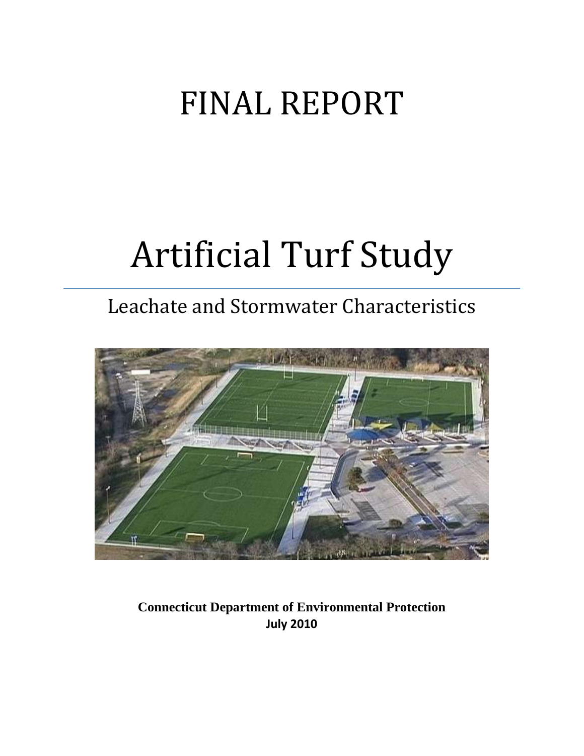# FINAL REPORT

# Artificial Turf Study

## Leachate and Stormwater Characteristics

**Connecticut Department of Environmental Protection**
**July 2010**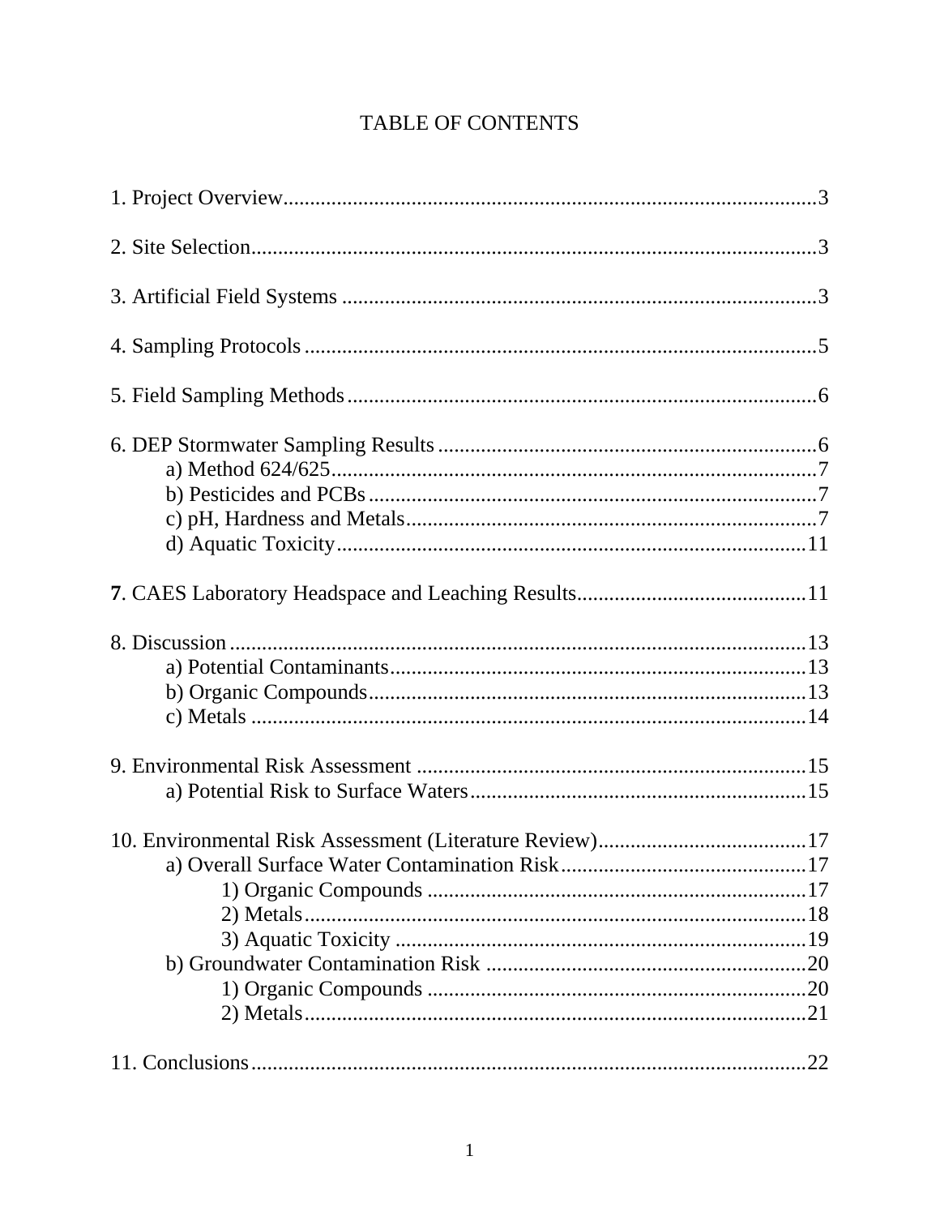# TABLE OF CONTENTS

1. Project Overview....................................................................................................3

2. Site Selection..........................................................................................................3

3. Artificial Field Systems ..........................................................................................3

4. Sampling Protocols ..................................................................................................5

5. Field Sampling Methods..........................................................................................6

6. DEP Stormwater Sampling Results .........................................................................6
    - a) Method 624/625...............................................................................................7
    - b) Pesticides and PCBs........................................................................................7
    - c) pH, Hardness and Metals.................................................................................7
    - d) Aquatic Toxicity............................................................................................11

**7**. CAES Laboratory Headspace and Leaching Results...........................................11

8. Discussion .............................................................................................................13
    - a) Potential Contaminants..................................................................................13
    - b) Organic Compounds......................................................................................13
    - c) Metals ............................................................................................................14

9. Environmental Risk Assessment ...........................................................................15
    - a) Potential Risk to Surface Waters....................................................................15

10. Environmental Risk Assessment (Literature Review).........................................17
    - a) Overall Surface Water Contamination Risk...................................................17
        - 1) Organic Compounds ..............................................................................17
        - 2) Metals.....................................................................................................18
        - 3) Aquatic Toxicity ....................................................................................19
    - b) Groundwater Contamination Risk .................................................................20
        - 1) Organic Compounds ..............................................................................20
        - 2) Metals.....................................................................................................21

11. Conclusions..........................................................................................................22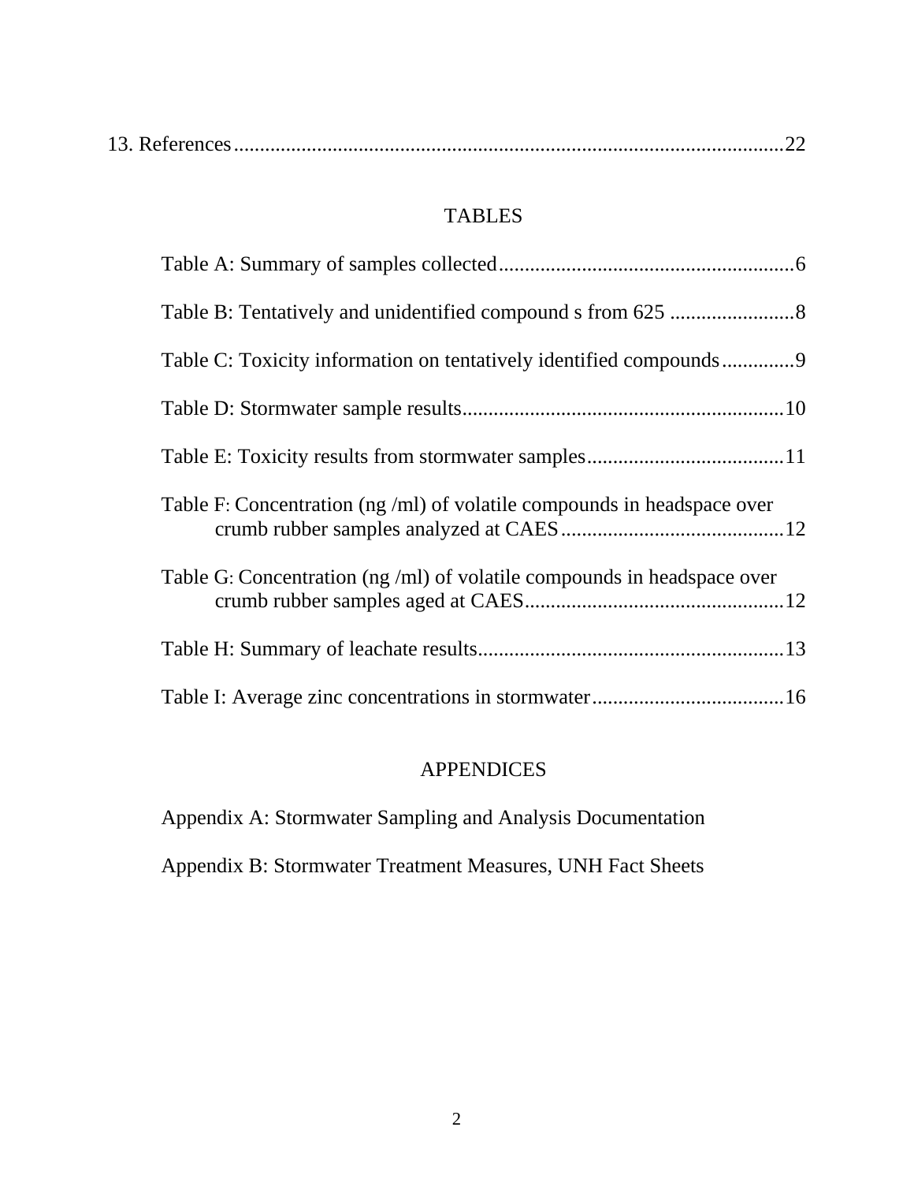13. References........................................................................................................22

## TABLES

Table A: Summary of samples collected.........................................................6

Table B: Tentatively and unidentified compound s from 625 ........................8

Table C: Toxicity information on tentatively identified compounds.............9

Table D: Stormwater sample results.............................................................10

Table E: Toxicity results from stormwater samples......................................11

Table F: Concentration (ng /ml) of volatile compounds in headspace over crumb rubber samples analyzed at CAES...........................................12

Table G: Concentration (ng /ml) of volatile compounds in headspace over crumb rubber samples aged at CAES.................................................12

Table H: Summary of leachate results...........................................................13

Table I: Average zinc concentrations in stormwater.....................................16

## APPENDICES

Appendix A: Stormwater Sampling and Analysis Documentation

Appendix B: Stormwater Treatment Measures, UNH Fact Sheets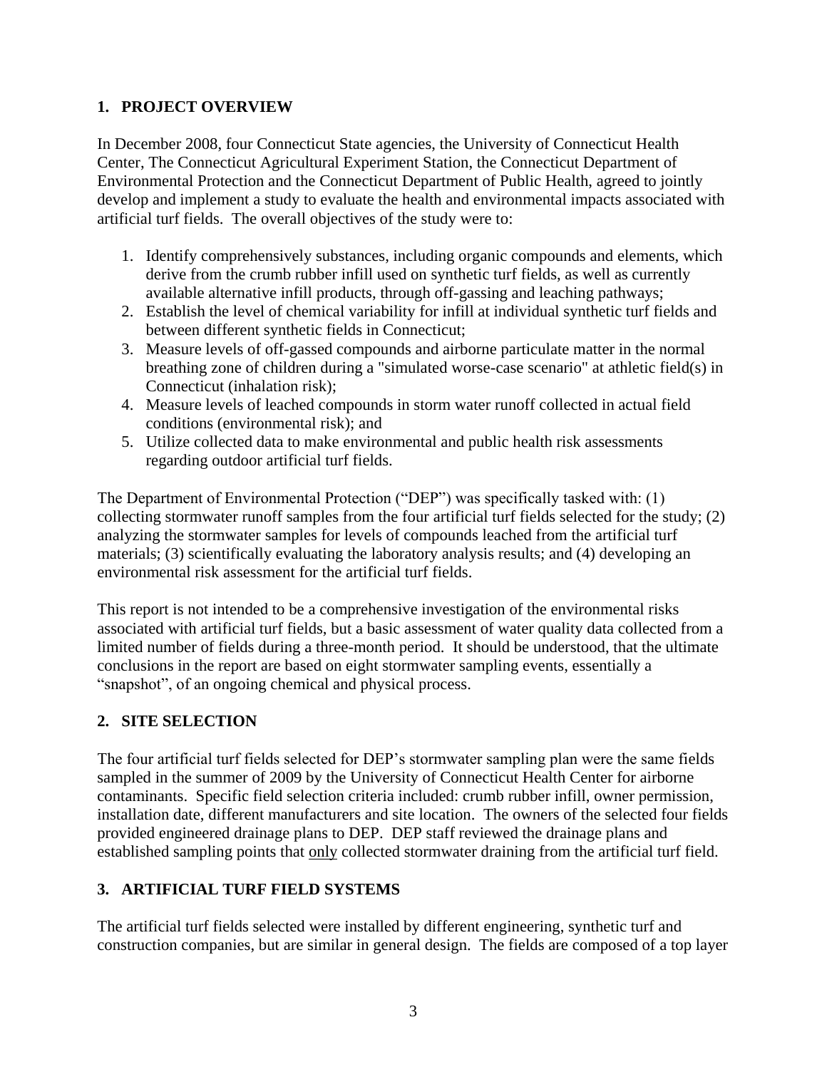## 1. PROJECT OVERVIEW

In December 2008, four Connecticut State agencies, the University of Connecticut Health Center, The Connecticut Agricultural Experiment Station, the Connecticut Department of Environmental Protection and the Connecticut Department of Public Health, agreed to jointly develop and implement a study to evaluate the health and environmental impacts associated with artificial turf fields. The overall objectives of the study were to:

1. Identify comprehensively substances, including organic compounds and elements, which derive from the crumb rubber infill used on synthetic turf fields, as well as currently available alternative infill products, through off-gassing and leaching pathways;
2. Establish the level of chemical variability for infill at individual synthetic turf fields and between different synthetic fields in Connecticut;
3. Measure levels of off-gassed compounds and airborne particulate matter in the normal breathing zone of children during a "simulated worse-case scenario" at athletic field(s) in Connecticut (inhalation risk);
4. Measure levels of leached compounds in storm water runoff collected in actual field conditions (environmental risk); and
5. Utilize collected data to make environmental and public health risk assessments regarding outdoor artificial turf fields.

The Department of Environmental Protection ("DEP") was specifically tasked with: (1) collecting stormwater runoff samples from the four artificial turf fields selected for the study; (2) analyzing the stormwater samples for levels of compounds leached from the artificial turf materials; (3) scientifically evaluating the laboratory analysis results; and (4) developing an environmental risk assessment for the artificial turf fields.

This report is not intended to be a comprehensive investigation of the environmental risks associated with artificial turf fields, but a basic assessment of water quality data collected from a limited number of fields during a three-month period. It should be understood, that the ultimate conclusions in the report are based on eight stormwater sampling events, essentially a "snapshot", of an ongoing chemical and physical process.

## 2. SITE SELECTION

The four artificial turf fields selected for DEP's stormwater sampling plan were the same fields sampled in the summer of 2009 by the University of Connecticut Health Center for airborne contaminants. Specific field selection criteria included: crumb rubber infill, owner permission, installation date, different manufacturers and site location. The owners of the selected four fields provided engineered drainage plans to DEP. DEP staff reviewed the drainage plans and established sampling points that only collected stormwater draining from the artificial turf field.

## 3. ARTIFICIAL TURF FIELD SYSTEMS

The artificial turf fields selected were installed by different engineering, synthetic turf and construction companies, but are similar in general design. The fields are composed of a top layer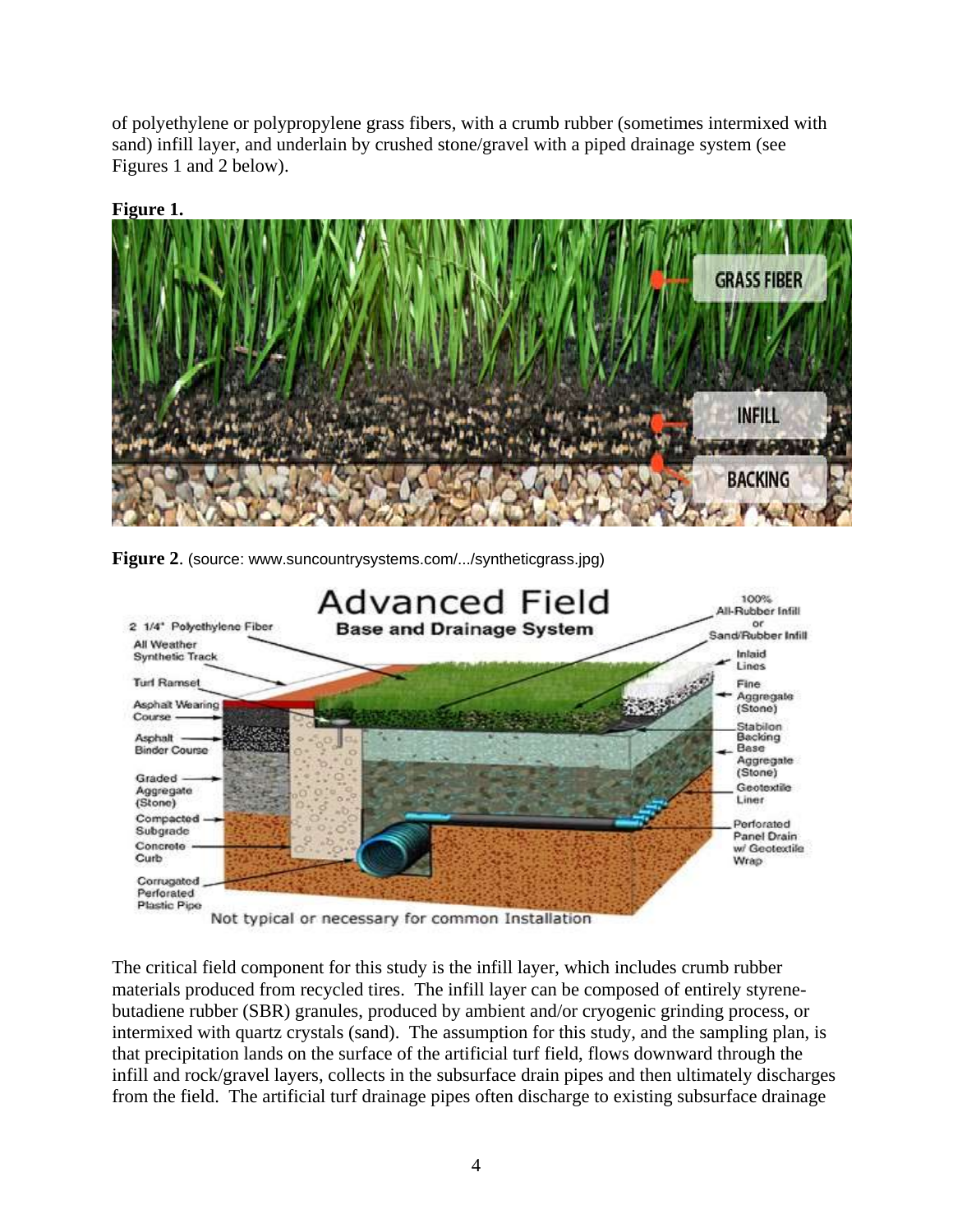of polyethylene or polypropylene grass fibers, with a crumb rubber (sometimes intermixed with sand) infill layer, and underlain by crushed stone/gravel with a piped drainage system (see Figures 1 and 2 below).

**Figure 1.**

**Figure 2**. (source: www.suncountrysystems.com/.../syntheticgrass.jpg)

The critical field component for this study is the infill layer, which includes crumb rubber materials produced from recycled tires. The infill layer can be composed of entirely styrene-butadiene rubber (SBR) granules, produced by ambient and/or cryogenic grinding process, or intermixed with quartz crystals (sand). The assumption for this study, and the sampling plan, is that precipitation lands on the surface of the artificial turf field, flows downward through the infill and rock/gravel layers, collects in the subsurface drain pipes and then ultimately discharges from the field. The artificial turf drainage pipes often discharge to existing subsurface drainage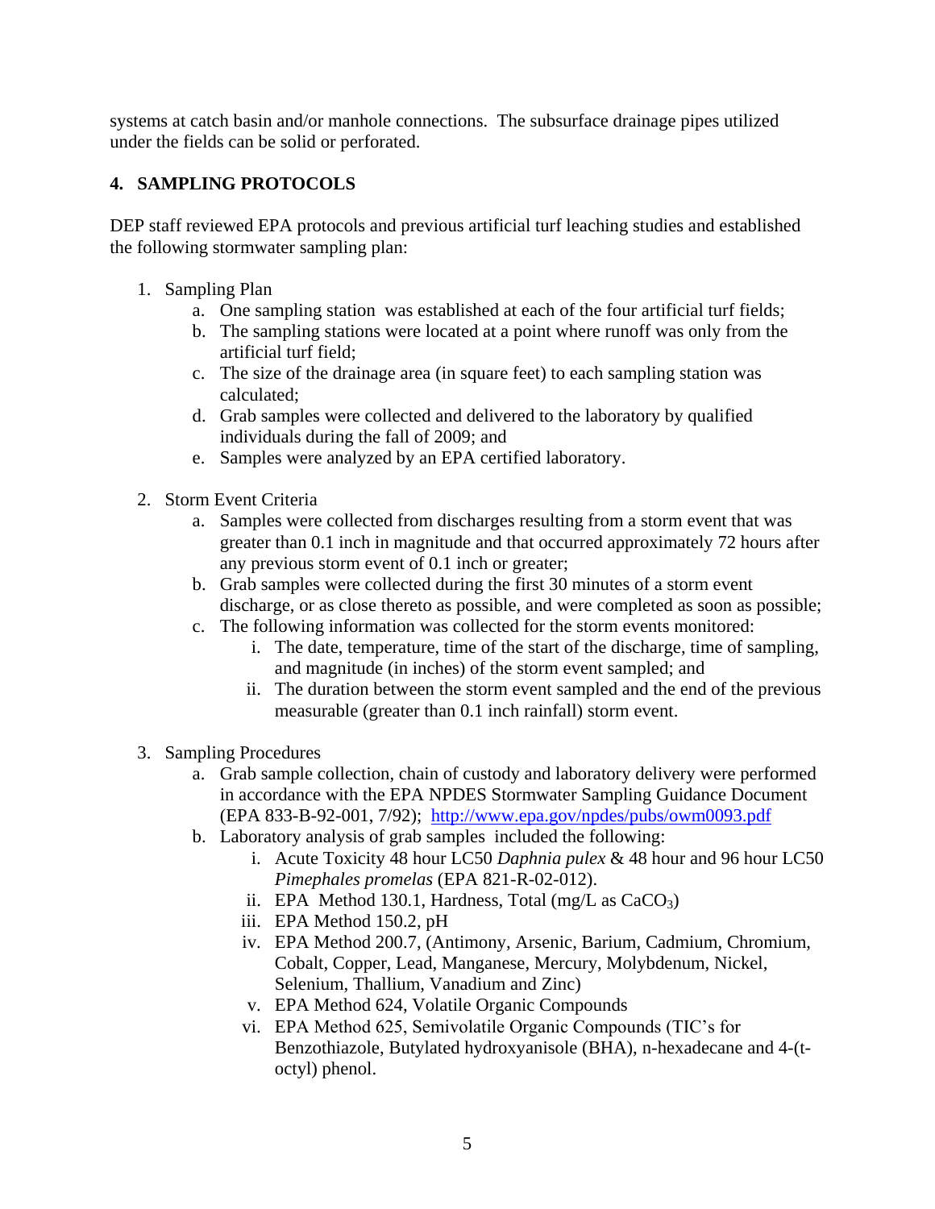systems at catch basin and/or manhole connections. The subsurface drainage pipes utilized under the fields can be solid or perforated.

## 4. SAMPLING PROTOCOLS

DEP staff reviewed EPA protocols and previous artificial turf leaching studies and established the following stormwater sampling plan:

1. Sampling Plan
   a. One sampling station was established at each of the four artificial turf fields;
   b. The sampling stations were located at a point where runoff was only from the artificial turf field;
   c. The size of the drainage area (in square feet) to each sampling station was calculated;
   d. Grab samples were collected and delivered to the laboratory by qualified individuals during the fall of 2009; and
   e. Samples were analyzed by an EPA certified laboratory.

2. Storm Event Criteria
   a. Samples were collected from discharges resulting from a storm event that was greater than 0.1 inch in magnitude and that occurred approximately 72 hours after any previous storm event of 0.1 inch or greater;
   b. Grab samples were collected during the first 30 minutes of a storm event discharge, or as close thereto as possible, and were completed as soon as possible;
   c. The following information was collected for the storm events monitored:
      i. The date, temperature, time of the start of the discharge, time of sampling, and magnitude (in inches) of the storm event sampled; and
      ii. The duration between the storm event sampled and the end of the previous measurable (greater than 0.1 inch rainfall) storm event.

3. Sampling Procedures
   a. Grab sample collection, chain of custody and laboratory delivery were performed in accordance with the EPA NPDES Stormwater Sampling Guidance Document (EPA 833-B-92-001, 7/92); http://www.epa.gov/npdes/pubs/owm0093.pdf
   b. Laboratory analysis of grab samples included the following:
      i. Acute Toxicity 48 hour LC50 *Daphnia pulex* & 48 hour and 96 hour LC50 *Pimephales promelas* (EPA 821-R-02-012).
      ii. EPA Method 130.1, Hardness, Total (mg/L as $CaCO_3$)
      iii. EPA Method 150.2, pH
      iv. EPA Method 200.7, (Antimony, Arsenic, Barium, Cadmium, Chromium, Cobalt, Copper, Lead, Manganese, Mercury, Molybdenum, Nickel, Selenium, Thallium, Vanadium and Zinc)
      v. EPA Method 624, Volatile Organic Compounds
      vi. EPA Method 625, Semivolatile Organic Compounds (TIC's for Benzothiazole, Butylated hydroxyanisole (BHA), n-hexadecane and 4-(t-octyl) phenol.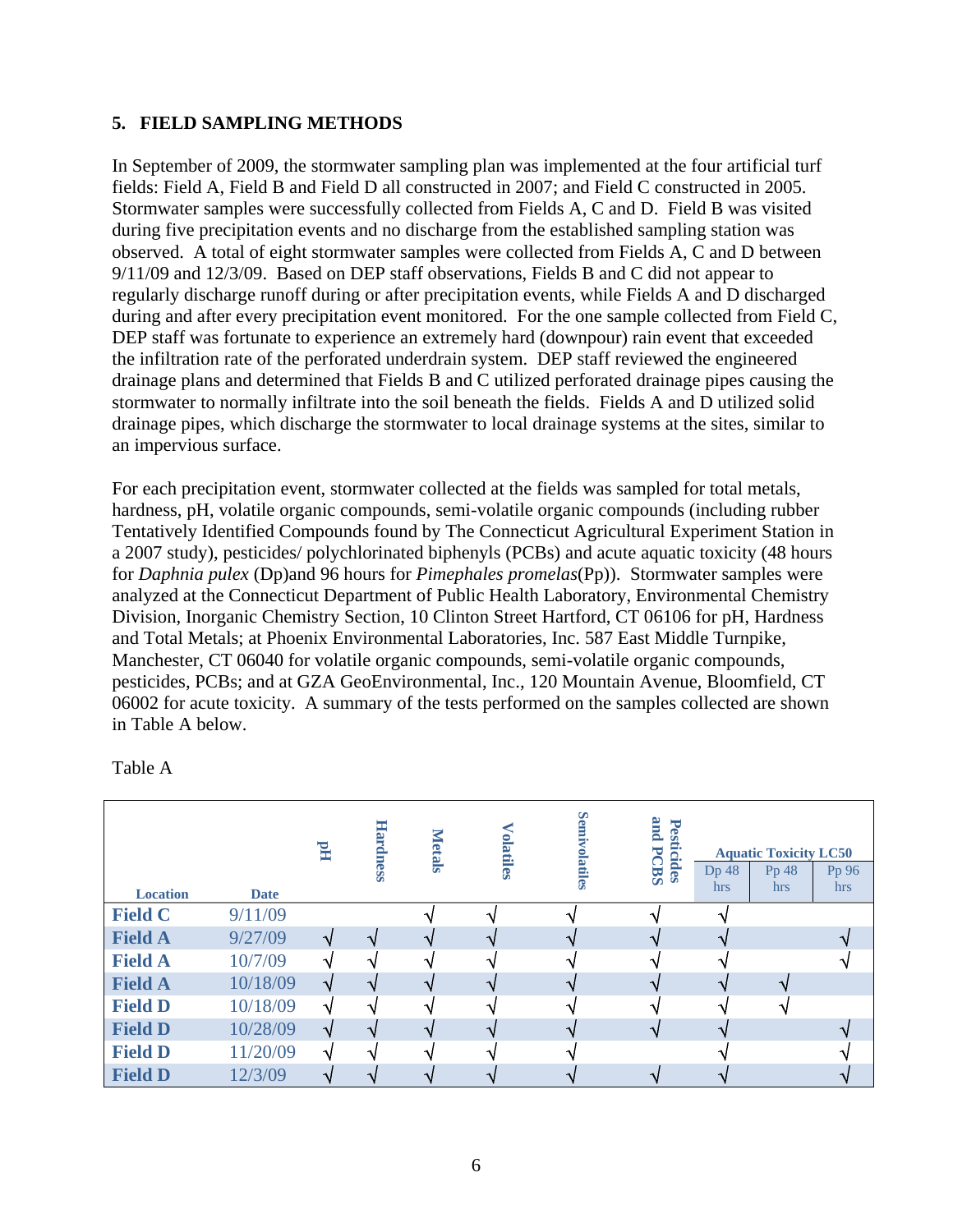## 5. FIELD SAMPLING METHODS

In September of 2009, the stormwater sampling plan was implemented at the four artificial turf fields: Field A, Field B and Field D all constructed in 2007; and Field C constructed in 2005. Stormwater samples were successfully collected from Fields A, C and D. Field B was visited during five precipitation events and no discharge from the established sampling station was observed. A total of eight stormwater samples were collected from Fields A, C and D between 9/11/09 and 12/3/09. Based on DEP staff observations, Fields B and C did not appear to regularly discharge runoff during or after precipitation events, while Fields A and D discharged during and after every precipitation event monitored. For the one sample collected from Field C, DEP staff was fortunate to experience an extremely hard (downpour) rain event that exceeded the infiltration rate of the perforated underdrain system. DEP staff reviewed the engineered drainage plans and determined that Fields B and C utilized perforated drainage pipes causing the stormwater to normally infiltrate into the soil beneath the fields. Fields A and D utilized solid drainage pipes, which discharge the stormwater to local drainage systems at the sites, similar to an impervious surface.

For each precipitation event, stormwater collected at the fields was sampled for total metals, hardness, pH, volatile organic compounds, semi-volatile organic compounds (including rubber Tentatively Identified Compounds found by The Connecticut Agricultural Experiment Station in a 2007 study), pesticides/ polychlorinated biphenyls (PCBs) and acute aquatic toxicity (48 hours for *Daphnia pulex* (Dp)and 96 hours for *Pimephales promelas*(Pp)). Stormwater samples were analyzed at the Connecticut Department of Public Health Laboratory, Environmental Chemistry Division, Inorganic Chemistry Section, 10 Clinton Street Hartford, CT 06106 for pH, Hardness and Total Metals; at Phoenix Environmental Laboratories, Inc. 587 East Middle Turnpike, Manchester, CT 06040 for volatile organic compounds, semi-volatile organic compounds, pesticides, PCBs; and at GZA GeoEnvironmental, Inc., 120 Mountain Avenue, Bloomfield, CT 06002 for acute toxicity. A summary of the tests performed on the samples collected are shown in Table A below.

Table A

| Location | Date | pH | Hardness | Metals | Volatiles | Semivolatiles | Pesticides and PCBS | Aquatic Toxicity LC50 | | |
|---|---|---|---|---|---|---|---|---|---|---|
| | | | | | | | | Dp 48 hrs | Pp 48 hrs | Pp 96 hrs |
| **Field C** | 9/11/09 | | | √ | √ | √ | √ | √ | | |
| **Field A** | 9/27/09 | √ | √ | √ | √ | √ | √ | √ | | √ |
| **Field A** | 10/7/09 | √ | √ | √ | √ | √ | √ | √ | | √ |
| **Field A** | 10/18/09 | √ | √ | √ | √ | √ | √ | √ | √ | |
| **Field D** | 10/18/09 | √ | √ | √ | √ | √ | √ | √ | √ | |
| **Field D** | 10/28/09 | √ | √ | √ | √ | √ | √ | √ | | √ |
| **Field D** | 11/20/09 | √ | √ | √ | √ | √ | | √ | | √ |
| **Field D** | 12/3/09 | √ | √ | √ | √ | √ | √ | √ | | √ |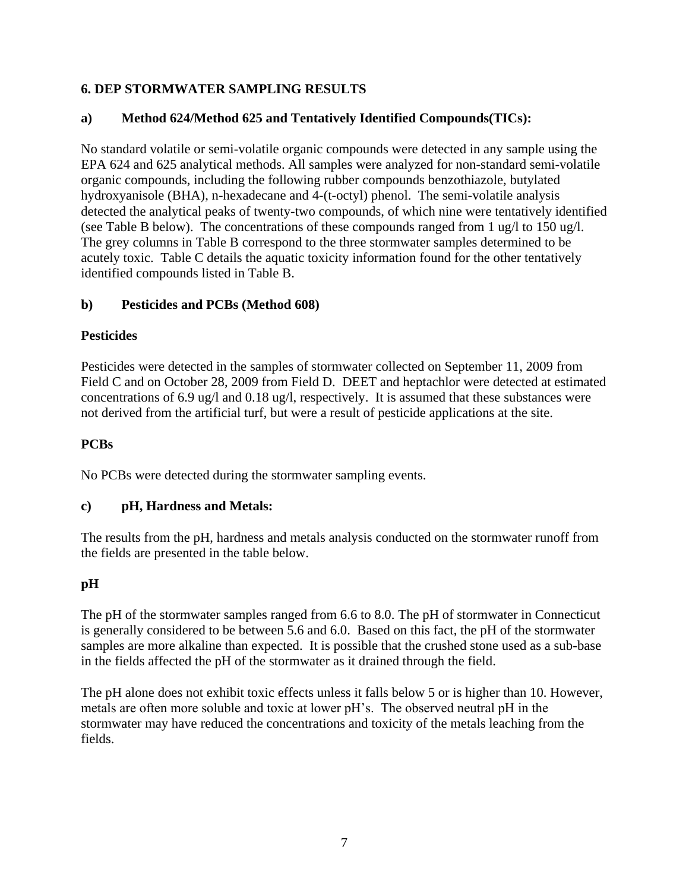## 6. DEP STORMWATER SAMPLING RESULTS

### a) Method 624/Method 625 and Tentatively Identified Compounds(TICs):

No standard volatile or semi-volatile organic compounds were detected in any sample using the EPA 624 and 625 analytical methods. All samples were analyzed for non-standard semi-volatile organic compounds, including the following rubber compounds benzothiazole, butylated hydroxyanisole (BHA), n-hexadecane and 4-(t-octyl) phenol. The semi-volatile analysis detected the analytical peaks of twenty-two compounds, of which nine were tentatively identified (see Table B below). The concentrations of these compounds ranged from 1 ug/l to 150 ug/l. The grey columns in Table B correspond to the three stormwater samples determined to be acutely toxic. Table C details the aquatic toxicity information found for the other tentatively identified compounds listed in Table B.

### b) Pesticides and PCBs (Method 608)

**Pesticides**

Pesticides were detected in the samples of stormwater collected on September 11, 2009 from Field C and on October 28, 2009 from Field D. DEET and heptachlor were detected at estimated concentrations of 6.9 ug/l and 0.18 ug/l, respectively. It is assumed that these substances were not derived from the artificial turf, but were a result of pesticide applications at the site.

**PCBs**

No PCBs were detected during the stormwater sampling events.

### c) pH, Hardness and Metals:

The results from the pH, hardness and metals analysis conducted on the stormwater runoff from the fields are presented in the table below.

**pH**

The pH of the stormwater samples ranged from 6.6 to 8.0. The pH of stormwater in Connecticut is generally considered to be between 5.6 and 6.0. Based on this fact, the pH of the stormwater samples are more alkaline than expected. It is possible that the crushed stone used as a sub-base in the fields affected the pH of the stormwater as it drained through the field.

The pH alone does not exhibit toxic effects unless it falls below 5 or is higher than 10. However, metals are often more soluble and toxic at lower pH's. The observed neutral pH in the stormwater may have reduced the concentrations and toxicity of the metals leaching from the fields.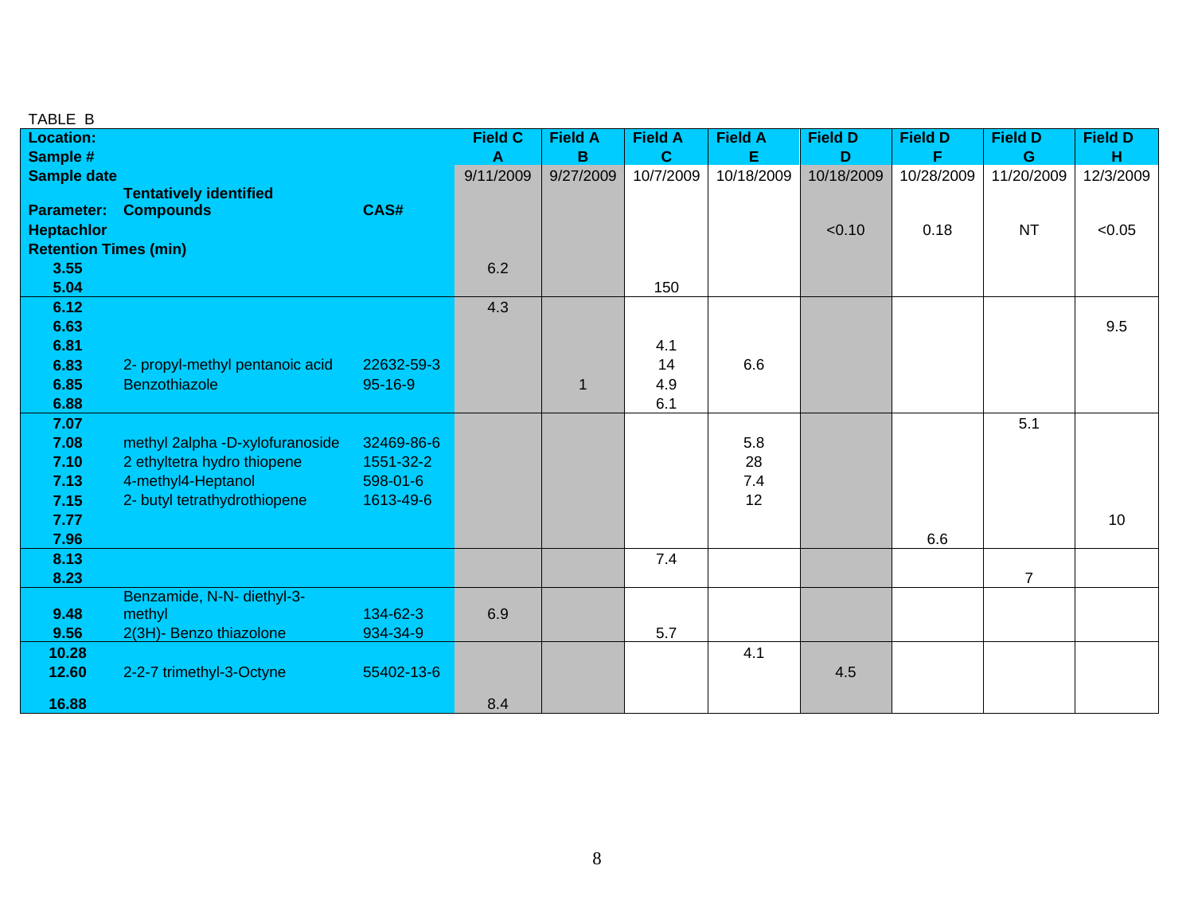TABLE B

| Location: | | | Field C | Field A | Field A | Field A | Field D | Field D | Field D | Field D |
|---|---|---|---|---|---|---|---|---|---|---|
| Sample # | | | A | B | C | E | D | F | G | H |
| Sample date | | | 9/11/2009 | 9/27/2009 | 10/7/2009 | 10/18/2009 | 10/18/2009 | 10/28/2009 | 11/20/2009 | 12/3/2009 |
| Parameter: | Tentatively identified Compounds | CAS# | | | | | | | | |
| Heptachlor | | | | | | | <0.10 | 0.18 | NT | <0.05 |
| Retention Times (min) | | | | | | | | | | |
| 3.55 | | | 6.2 | | | | | | | |
| 5.04 | | | | | 150 | | | | | |
| 6.12 | | | 4.3 | | | | | | | |
| 6.63 | | | | | | | | | | 9.5 |
| 6.81 | | | | | 4.1 | | | | | |
| 6.83 | 2- propyl-methyl pentanoic acid | 22632-59-3 | | | 14 | 6.6 | | | | |
| 6.85 | Benzothiazole | 95-16-9 | | 1 | 4.9 | | | | | |
| 6.88 | | | | | 6.1 | | | | | |
| 7.07 | | | | | | | | | 5.1 | |
| 7.08 | methyl 2alpha -D-xylofuranoside | 32469-86-6 | | | | 5.8 | | | | |
| 7.10 | 2 ethyltetra hydro thiopene | 1551-32-2 | | | | 28 | | | | |
| 7.13 | 4-methyl4-Heptanol | 598-01-6 | | | | 7.4 | | | | |
| 7.15 | 2- butyl tetrathydrothiopene | 1613-49-6 | | | | 12 | | | | |
| 7.77 | | | | | | | | | | 10 |
| 7.96 | | | | | | | | 6.6 | | |
| 8.13 | | | | | 7.4 | | | | | |
| 8.23 | | | | | | | | | 7 | |
| 9.48 | Benzamide, N-N- diethyl-3-methyl | 134-62-3 | 6.9 | | | | | | | |
| 9.56 | 2(3H)- Benzo thiazolone | 934-34-9 | | | 5.7 | | | | | |
| 10.28 | | | | | | 4.1 | | | | |
| 12.60 | 2-2-7 trimethyl-3-Octyne | 55402-13-6 | | | | | 4.5 | | | |
| 16.88 | | | 8.4 | | | | | | | |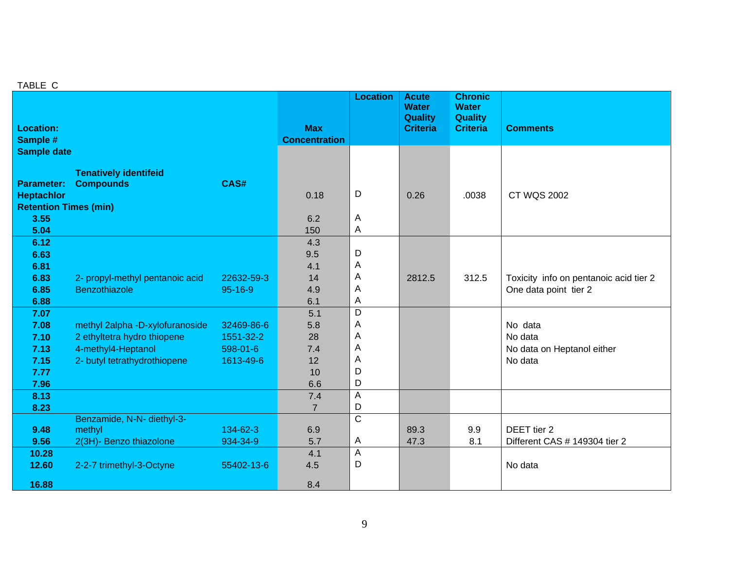TABLE C

| Location: Sample # Sample date | | | Max Concentration | Location | Acute Water Quality Criteria | Chronic Water Quality Criteria | Comments |
|---|---|---|---|---|---|---|---|
| Parameter: | Tenatively identifeid Compounds | CAS# | | | | | |
| Heptachlor | | | 0.18 | D | 0.26 | .0038 | CT WQS 2002 |
| Retention Times (min) | | | | | | | |
| 3.55 | | | 6.2 | A | | | |
| 5.04 | | | 150 | A | | | |
| 6.12 | | | 4.3 | | | | |
| 6.63 | | | 9.5 | D | | | |
| 6.81 | | | 4.1 | A | | | |
| 6.83 | 2- propyl-methyl pentanoic acid | 22632-59-3 | 14 | A | 2812.5 | 312.5 | Toxicity info on pentanoic acid tier 2 |
| 6.85 | Benzothiazole | 95-16-9 | 4.9 | A | | | One data point tier 2 |
| 6.88 | | | 6.1 | A | | | |
| 7.07 | | | 5.1 | D | | | |
| 7.08 | methyl 2alpha -D-xylofuranoside | 32469-86-6 | 5.8 | A | | | No data |
| 7.10 | 2 ethyltetra hydro thiopene | 1551-32-2 | 28 | A | | | No data |
| 7.13 | 4-methyl4-Heptanol | 598-01-6 | 7.4 | A | | | No data on Heptanol either |
| 7.15 | 2- butyl tetrathydrothiopene | 1613-49-6 | 12 | A | | | No data |
| 7.77 | | | 10 | D | | | |
| 7.96 | | | 6.6 | D | | | |
| 8.13 | | | 7.4 | A | | | |
| 8.23 | | | 7 | D | | | |
| 9.48 | Benzamide, N-N- diethyl-3-methyl | 134-62-3 | 6.9 | C | 89.3 | 9.9 | DEET tier 2 |
| 9.56 | 2(3H)- Benzo thiazolone | 934-34-9 | 5.7 | A | 47.3 | 8.1 | Different CAS # 149304 tier 2 |
| 10.28 | | | 4.1 | A | | | |
| 12.60 | 2-2-7 trimethyl-3-Octyne | 55402-13-6 | 4.5 | D | | | No data |
| 16.88 | | | 8.4 | | | | |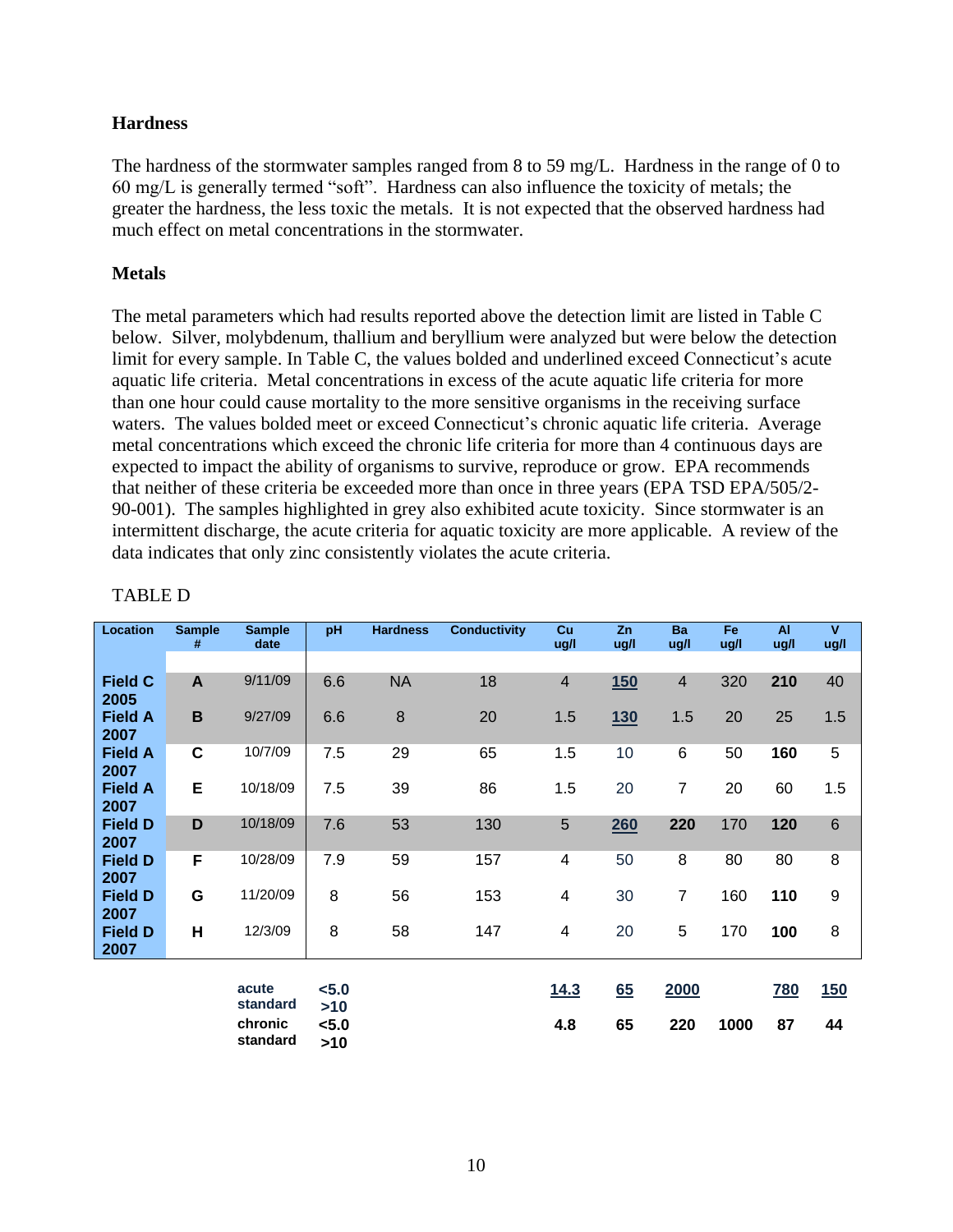**Hardness**

The hardness of the stormwater samples ranged from 8 to 59 mg/L. Hardness in the range of 0 to 60 mg/L is generally termed "soft". Hardness can also influence the toxicity of metals; the greater the hardness, the less toxic the metals. It is not expected that the observed hardness had much effect on metal concentrations in the stormwater.

**Metals**

The metal parameters which had results reported above the detection limit are listed in Table C below. Silver, molybdenum, thallium and beryllium were analyzed but were below the detection limit for every sample. In Table C, the values bolded and underlined exceed Connecticut's acute aquatic life criteria. Metal concentrations in excess of the acute aquatic life criteria for more than one hour could cause mortality to the more sensitive organisms in the receiving surface waters. The values bolded meet or exceed Connecticut's chronic aquatic life criteria. Average metal concentrations which exceed the chronic life criteria for more than 4 continuous days are expected to impact the ability of organisms to survive, reproduce or grow. EPA recommends that neither of these criteria be exceeded more than once in three years (EPA TSD EPA/505/2-90-001). The samples highlighted in grey also exhibited acute toxicity. Since stormwater is an intermittent discharge, the acute criteria for aquatic toxicity are more applicable. A review of the data indicates that only zinc consistently violates the acute criteria.

TABLE D

| Location | Sample # | Sample date | pH | Hardness | Conductivity | Cu ug/l | Zn ug/l | Ba ug/l | Fe ug/l | Al ug/l | V ug/l |
|---|---|---|---|---|---|---|---|---|---|---|---|
| **Field C 2005** | **A** | 9/11/09 | 6.6 | NA | 18 | 4 | **<u>150</u>** | 4 | 320 | **210** | 40 |
| **Field A 2007** | **B** | 9/27/09 | 6.6 | 8 | 20 | 1.5 | **<u>130</u>** | 1.5 | 20 | 25 | 1.5 |
| **Field A 2007** | **C** | 10/7/09 | 7.5 | 29 | 65 | 1.5 | 10 | 6 | 50 | **160** | 5 |
| **Field A 2007** | **E** | 10/18/09 | 7.5 | 39 | 86 | 1.5 | 20 | 7 | 20 | 60 | 1.5 |
| **Field D 2007** | **D** | 10/18/09 | 7.6 | 53 | 130 | 5 | **<u>260</u>** | **220** | 170 | **120** | 6 |
| **Field D 2007** | **F** | 10/28/09 | 7.9 | 59 | 157 | 4 | 50 | 8 | 80 | 80 | 8 |
| **Field D 2007** | **G** | 11/20/09 | 8 | 56 | 153 | 4 | 30 | 7 | 160 | **110** | 9 |
| **Field D 2007** | **H** | 12/3/09 | 8 | 58 | 147 | 4 | 20 | 5 | 170 | **100** | 8 |
| | | **acute standard** | **<5.0 >10** | | | **<u>14.3</u>** | **<u>65</u>** | **<u>2000</u>** | | **<u>780</u>** | **<u>150</u>** |
| | | **chronic standard** | **<5.0 >10** | | | **4.8** | **65** | **220** | **1000** | **87** | **44** |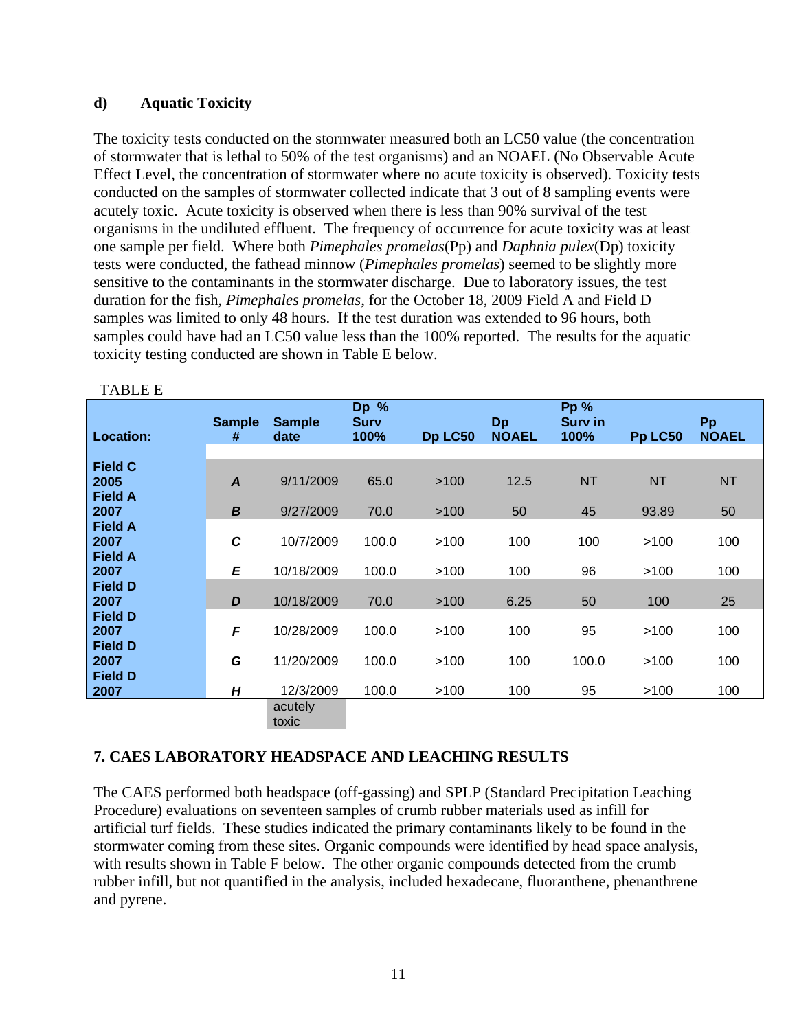### d) Aquatic Toxicity

The toxicity tests conducted on the stormwater measured both an LC50 value (the concentration of stormwater that is lethal to 50% of the test organisms) and an NOAEL (No Observable Acute Effect Level, the concentration of stormwater where no acute toxicity is observed). Toxicity tests conducted on the samples of stormwater collected indicate that 3 out of 8 sampling events were acutely toxic. Acute toxicity is observed when there is less than 90% survival of the test organisms in the undiluted effluent. The frequency of occurrence for acute toxicity was at least one sample per field. Where both *Pimephales promelas*(Pp) and *Daphnia pulex*(Dp) toxicity tests were conducted, the fathead minnow (*Pimephales promelas*) seemed to be slightly more sensitive to the contaminants in the stormwater discharge. Due to laboratory issues, the test duration for the fish, *Pimephales promelas*, for the October 18, 2009 Field A and Field D samples was limited to only 48 hours. If the test duration was extended to 96 hours, both samples could have had an LC50 value less than the 100% reported. The results for the aquatic toxicity testing conducted are shown in Table E below.

TABLE E

| Location: | Sample # | Sample date | Dp % Surv 100% | Dp LC50 | Dp NOAEL | Pp % Surv in 100% | Pp LC50 | Pp NOAEL |
|---|---|---|---|---|---|---|---|---|
| Field C 2005 | *A* | 9/11/2009 | 65.0 | >100 | 12.5 | NT | NT | NT |
| Field A 2007 | *B* | 9/27/2009 | 70.0 | >100 | 50 | 45 | 93.89 | 50 |
| Field A 2007 | *C* | 10/7/2009 | 100.0 | >100 | 100 | 100 | >100 | 100 |
| Field A 2007 | *E* | 10/18/2009 | 100.0 | >100 | 100 | 96 | >100 | 100 |
| Field D 2007 | *D* | 10/18/2009 | 70.0 | >100 | 6.25 | 50 | 100 | 25 |
| Field D 2007 | *F* | 10/28/2009 | 100.0 | >100 | 100 | 95 | >100 | 100 |
| Field D 2007 | *G* | 11/20/2009 | 100.0 | >100 | 100 | 100.0 | >100 | 100 |
| Field D 2007 | *H* | 12/3/2009 | 100.0 | >100 | 100 | 95 | >100 | 100 |

acutely toxic (shaded rows: A, B, D)

## 7. CAES LABORATORY HEADSPACE AND LEACHING RESULTS

The CAES performed both headspace (off-gassing) and SPLP (Standard Precipitation Leaching Procedure) evaluations on seventeen samples of crumb rubber materials used as infill for artificial turf fields. These studies indicated the primary contaminants likely to be found in the stormwater coming from these sites. Organic compounds were identified by head space analysis, with results shown in Table F below. The other organic compounds detected from the crumb rubber infill, but not quantified in the analysis, included hexadecane, fluoranthene, phenanthrene and pyrene.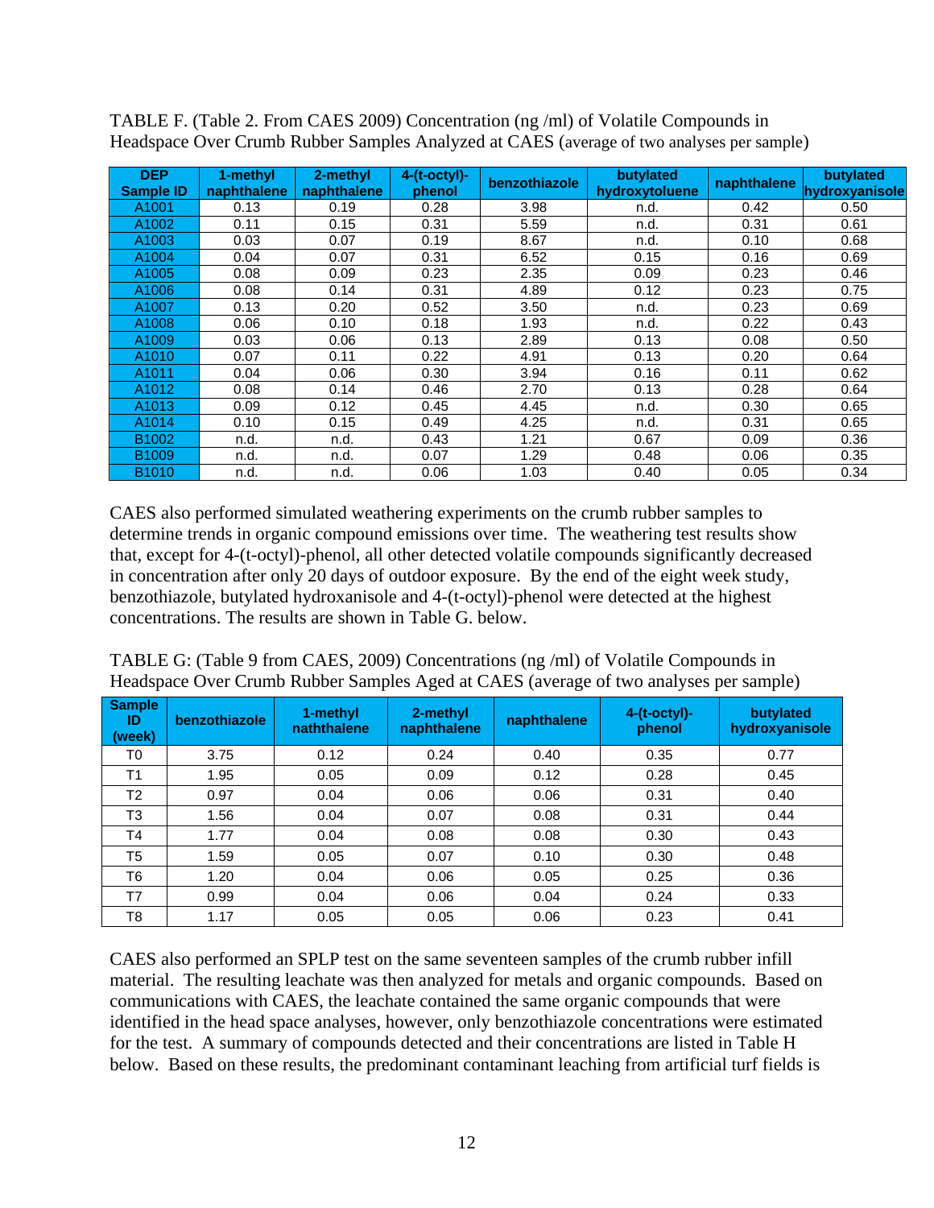TABLE F. (Table 2. From CAES 2009) Concentration (ng /ml) of Volatile Compounds in Headspace Over Crumb Rubber Samples Analyzed at CAES (average of two analyses per sample)

| DEP Sample ID | 1-methyl naphthalene | 2-methyl naphthalene | 4-(t-octyl)-phenol | benzothiazole | butylated hydroxytoluene | naphthalene | butylated hydroxyanisole |
|---|---|---|---|---|---|---|---|
| A1001 | 0.13 | 0.19 | 0.28 | 3.98 | n.d. | 0.42 | 0.50 |
| A1002 | 0.11 | 0.15 | 0.31 | 5.59 | n.d. | 0.31 | 0.61 |
| A1003 | 0.03 | 0.07 | 0.19 | 8.67 | n.d. | 0.10 | 0.68 |
| A1004 | 0.04 | 0.07 | 0.31 | 6.52 | 0.15 | 0.16 | 0.69 |
| A1005 | 0.08 | 0.09 | 0.23 | 2.35 | 0.09 | 0.23 | 0.46 |
| A1006 | 0.08 | 0.14 | 0.31 | 4.89 | 0.12 | 0.23 | 0.75 |
| A1007 | 0.13 | 0.20 | 0.52 | 3.50 | n.d. | 0.23 | 0.69 |
| A1008 | 0.06 | 0.10 | 0.18 | 1.93 | n.d. | 0.22 | 0.43 |
| A1009 | 0.03 | 0.06 | 0.13 | 2.89 | 0.13 | 0.08 | 0.50 |
| A1010 | 0.07 | 0.11 | 0.22 | 4.91 | 0.13 | 0.20 | 0.64 |
| A1011 | 0.04 | 0.06 | 0.30 | 3.94 | 0.16 | 0.11 | 0.62 |
| A1012 | 0.08 | 0.14 | 0.46 | 2.70 | 0.13 | 0.28 | 0.64 |
| A1013 | 0.09 | 0.12 | 0.45 | 4.45 | n.d. | 0.30 | 0.65 |
| A1014 | 0.10 | 0.15 | 0.49 | 4.25 | n.d. | 0.31 | 0.65 |
| B1002 | n.d. | n.d. | 0.43 | 1.21 | 0.67 | 0.09 | 0.36 |
| B1009 | n.d. | n.d. | 0.07 | 1.29 | 0.48 | 0.06 | 0.35 |
| B1010 | n.d. | n.d. | 0.06 | 1.03 | 0.40 | 0.05 | 0.34 |

CAES also performed simulated weathering experiments on the crumb rubber samples to determine trends in organic compound emissions over time. The weathering test results show that, except for 4-(t-octyl)-phenol, all other detected volatile compounds significantly decreased in concentration after only 20 days of outdoor exposure. By the end of the eight week study, benzothiazole, butylated hydroxanisole and 4-(t-octyl)-phenol were detected at the highest concentrations. The results are shown in Table G. below.

TABLE G: (Table 9 from CAES, 2009) Concentrations (ng /ml) of Volatile Compounds in Headspace Over Crumb Rubber Samples Aged at CAES (average of two analyses per sample)

| Sample ID (week) | benzothiazole | 1-methyl naththalene | 2-methyl naphthalene | naphthalene | 4-(t-octyl)-phenol | butylated hydroxyanisole |
|---|---|---|---|---|---|---|
| T0 | 3.75 | 0.12 | 0.24 | 0.40 | 0.35 | 0.77 |
| T1 | 1.95 | 0.05 | 0.09 | 0.12 | 0.28 | 0.45 |
| T2 | 0.97 | 0.04 | 0.06 | 0.06 | 0.31 | 0.40 |
| T3 | 1.56 | 0.04 | 0.07 | 0.08 | 0.31 | 0.44 |
| T4 | 1.77 | 0.04 | 0.08 | 0.08 | 0.30 | 0.43 |
| T5 | 1.59 | 0.05 | 0.07 | 0.10 | 0.30 | 0.48 |
| T6 | 1.20 | 0.04 | 0.06 | 0.05 | 0.25 | 0.36 |
| T7 | 0.99 | 0.04 | 0.06 | 0.04 | 0.24 | 0.33 |
| T8 | 1.17 | 0.05 | 0.05 | 0.06 | 0.23 | 0.41 |

CAES also performed an SPLP test on the same seventeen samples of the crumb rubber infill material. The resulting leachate was then analyzed for metals and organic compounds. Based on communications with CAES, the leachate contained the same organic compounds that were identified in the head space analyses, however, only benzothiazole concentrations were estimated for the test. A summary of compounds detected and their concentrations are listed in Table H below. Based on these results, the predominant contaminant leaching from artificial turf fields is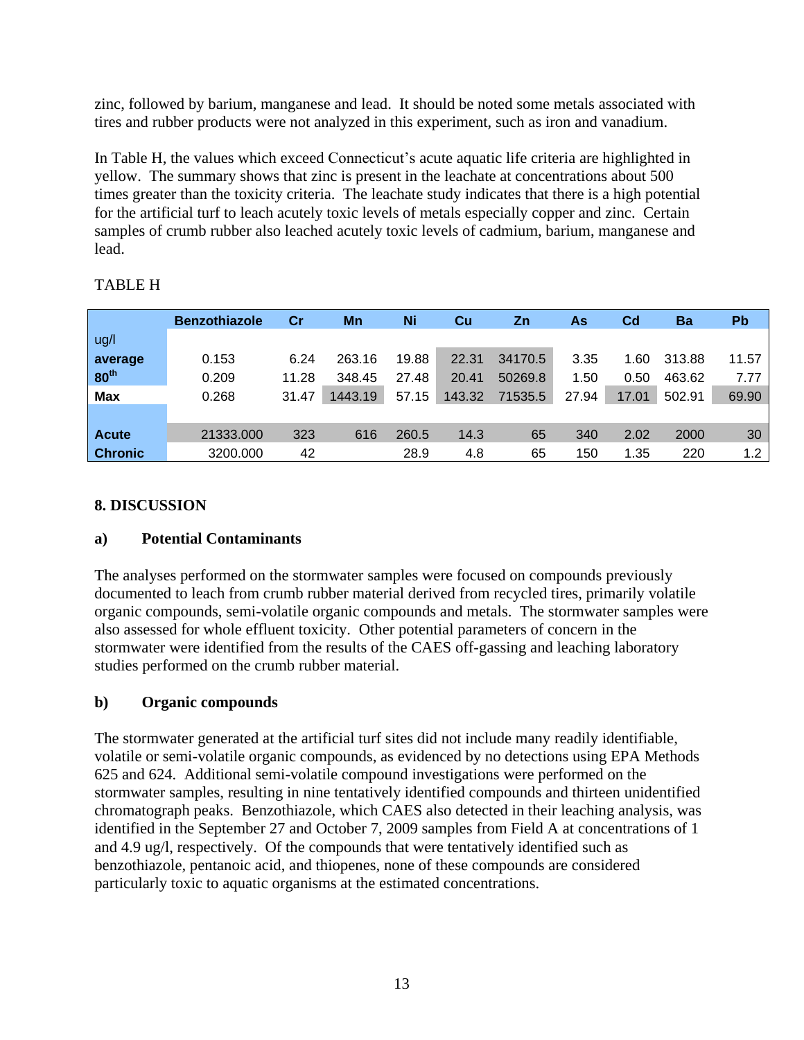zinc, followed by barium, manganese and lead. It should be noted some metals associated with tires and rubber products were not analyzed in this experiment, such as iron and vanadium.

In Table H, the values which exceed Connecticut's acute aquatic life criteria are highlighted in yellow. The summary shows that zinc is present in the leachate at concentrations about 500 times greater than the toxicity criteria. The leachate study indicates that there is a high potential for the artificial turf to leach acutely toxic levels of metals especially copper and zinc. Certain samples of crumb rubber also leached acutely toxic levels of cadmium, barium, manganese and lead.

TABLE H

| | Benzothiazole | Cr | Mn | Ni | Cu | Zn | As | Cd | Ba | Pb |
|---|---|---|---|---|---|---|---|---|---|---|
| ug/l | | | | | | | | | | |
| **average** | 0.153 | 6.24 | 263.16 | 19.88 | 22.31 | 34170.5 | 3.35 | 1.60 | 313.88 | 11.57 |
| **80th** | 0.209 | 11.28 | 348.45 | 27.48 | 20.41 | 50269.8 | 1.50 | 0.50 | 463.62 | 7.77 |
| **Max** | 0.268 | 31.47 | 1443.19 | 57.15 | 143.32 | 71535.5 | 27.94 | 17.01 | 502.91 | 69.90 |
| | | | | | | | | | | |
| **Acute** | 21333.000 | 323 | 616 | 260.5 | 14.3 | 65 | 340 | 2.02 | 2000 | 30 |
| **Chronic** | 3200.000 | 42 | | 28.9 | 4.8 | 65 | 150 | 1.35 | 220 | 1.2 |

## 8. DISCUSSION

### a) Potential Contaminants

The analyses performed on the stormwater samples were focused on compounds previously documented to leach from crumb rubber material derived from recycled tires, primarily volatile organic compounds, semi-volatile organic compounds and metals. The stormwater samples were also assessed for whole effluent toxicity. Other potential parameters of concern in the stormwater were identified from the results of the CAES off-gassing and leaching laboratory studies performed on the crumb rubber material.

### b) Organic compounds

The stormwater generated at the artificial turf sites did not include many readily identifiable, volatile or semi-volatile organic compounds, as evidenced by no detections using EPA Methods 625 and 624. Additional semi-volatile compound investigations were performed on the stormwater samples, resulting in nine tentatively identified compounds and thirteen unidentified chromatograph peaks. Benzothiazole, which CAES also detected in their leaching analysis, was identified in the September 27 and October 7, 2009 samples from Field A at concentrations of 1 and 4.9 ug/l, respectively. Of the compounds that were tentatively identified such as benzothiazole, pentanoic acid, and thiopenes, none of these compounds are considered particularly toxic to aquatic organisms at the estimated concentrations.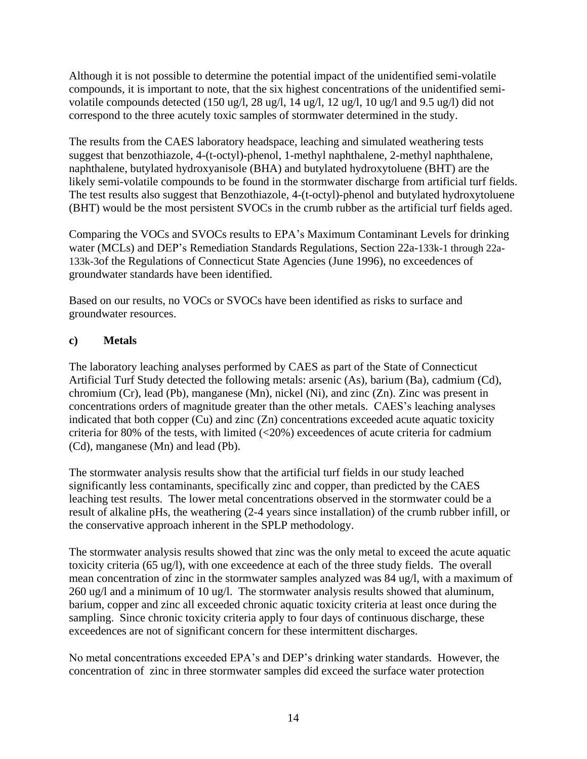Although it is not possible to determine the potential impact of the unidentified semi-volatile compounds, it is important to note, that the six highest concentrations of the unidentified semi-volatile compounds detected (150 ug/l, 28 ug/l, 14 ug/l, 12 ug/l, 10 ug/l and 9.5 ug/l) did not correspond to the three acutely toxic samples of stormwater determined in the study.

The results from the CAES laboratory headspace, leaching and simulated weathering tests suggest that benzothiazole, 4-(t-octyl)-phenol, 1-methyl naphthalene, 2-methyl naphthalene, naphthalene, butylated hydroxyanisole (BHA) and butylated hydroxytoluene (BHT) are the likely semi-volatile compounds to be found in the stormwater discharge from artificial turf fields. The test results also suggest that Benzothiazole, 4-(t-octyl)-phenol and butylated hydroxytoluene (BHT) would be the most persistent SVOCs in the crumb rubber as the artificial turf fields aged.

Comparing the VOCs and SVOCs results to EPA's Maximum Contaminant Levels for drinking water (MCLs) and DEP's Remediation Standards Regulations, Section 22a-133k-1 through 22a-133k-3of the Regulations of Connecticut State Agencies (June 1996), no exceedences of groundwater standards have been identified.

Based on our results, no VOCs or SVOCs have been identified as risks to surface and groundwater resources.

**c) Metals**

The laboratory leaching analyses performed by CAES as part of the State of Connecticut Artificial Turf Study detected the following metals: arsenic (As), barium (Ba), cadmium (Cd), chromium (Cr), lead (Pb), manganese (Mn), nickel (Ni), and zinc (Zn). Zinc was present in concentrations orders of magnitude greater than the other metals. CAES's leaching analyses indicated that both copper (Cu) and zinc (Zn) concentrations exceeded acute aquatic toxicity criteria for 80% of the tests, with limited (<20%) exceedences of acute criteria for cadmium (Cd), manganese (Mn) and lead (Pb).

The stormwater analysis results show that the artificial turf fields in our study leached significantly less contaminants, specifically zinc and copper, than predicted by the CAES leaching test results. The lower metal concentrations observed in the stormwater could be a result of alkaline pHs, the weathering (2-4 years since installation) of the crumb rubber infill, or the conservative approach inherent in the SPLP methodology.

The stormwater analysis results showed that zinc was the only metal to exceed the acute aquatic toxicity criteria (65 ug/l), with one exceedence at each of the three study fields. The overall mean concentration of zinc in the stormwater samples analyzed was 84 ug/l, with a maximum of 260 ug/l and a minimum of 10 ug/l. The stormwater analysis results showed that aluminum, barium, copper and zinc all exceeded chronic aquatic toxicity criteria at least once during the sampling. Since chronic toxicity criteria apply to four days of continuous discharge, these exceedences are not of significant concern for these intermittent discharges.

No metal concentrations exceeded EPA's and DEP's drinking water standards. However, the concentration of zinc in three stormwater samples did exceed the surface water protection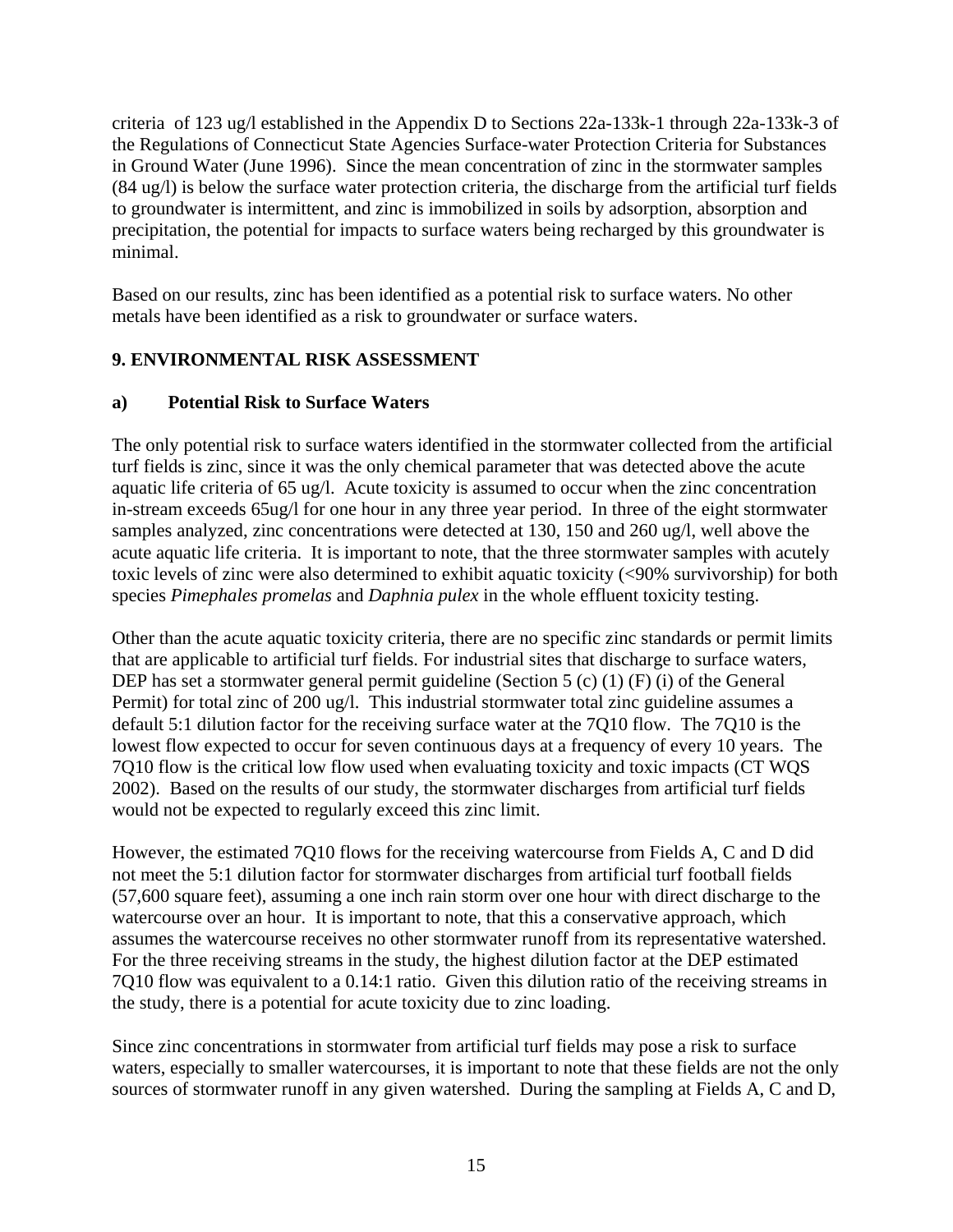criteria of 123 ug/l established in the Appendix D to Sections 22a-133k-1 through 22a-133k-3 of the Regulations of Connecticut State Agencies Surface-water Protection Criteria for Substances in Ground Water (June 1996). Since the mean concentration of zinc in the stormwater samples (84 ug/l) is below the surface water protection criteria, the discharge from the artificial turf fields to groundwater is intermittent, and zinc is immobilized in soils by adsorption, absorption and precipitation, the potential for impacts to surface waters being recharged by this groundwater is minimal.

Based on our results, zinc has been identified as a potential risk to surface waters. No other metals have been identified as a risk to groundwater or surface waters.

## 9. ENVIRONMENTAL RISK ASSESSMENT

### a) Potential Risk to Surface Waters

The only potential risk to surface waters identified in the stormwater collected from the artificial turf fields is zinc, since it was the only chemical parameter that was detected above the acute aquatic life criteria of 65 ug/l. Acute toxicity is assumed to occur when the zinc concentration in-stream exceeds 65ug/l for one hour in any three year period. In three of the eight stormwater samples analyzed, zinc concentrations were detected at 130, 150 and 260 ug/l, well above the acute aquatic life criteria. It is important to note, that the three stormwater samples with acutely toxic levels of zinc were also determined to exhibit aquatic toxicity (<90% survivorship) for both species *Pimephales promelas* and *Daphnia pulex* in the whole effluent toxicity testing.

Other than the acute aquatic toxicity criteria, there are no specific zinc standards or permit limits that are applicable to artificial turf fields. For industrial sites that discharge to surface waters, DEP has set a stormwater general permit guideline (Section 5 (c) (1) (F) (i) of the General Permit) for total zinc of 200 ug/l. This industrial stormwater total zinc guideline assumes a default 5:1 dilution factor for the receiving surface water at the 7Q10 flow. The 7Q10 is the lowest flow expected to occur for seven continuous days at a frequency of every 10 years. The 7Q10 flow is the critical low flow used when evaluating toxicity and toxic impacts (CT WQS 2002). Based on the results of our study, the stormwater discharges from artificial turf fields would not be expected to regularly exceed this zinc limit.

However, the estimated 7Q10 flows for the receiving watercourse from Fields A, C and D did not meet the 5:1 dilution factor for stormwater discharges from artificial turf football fields (57,600 square feet), assuming a one inch rain storm over one hour with direct discharge to the watercourse over an hour. It is important to note, that this a conservative approach, which assumes the watercourse receives no other stormwater runoff from its representative watershed. For the three receiving streams in the study, the highest dilution factor at the DEP estimated 7Q10 flow was equivalent to a 0.14:1 ratio. Given this dilution ratio of the receiving streams in the study, there is a potential for acute toxicity due to zinc loading.

Since zinc concentrations in stormwater from artificial turf fields may pose a risk to surface waters, especially to smaller watercourses, it is important to note that these fields are not the only sources of stormwater runoff in any given watershed. During the sampling at Fields A, C and D,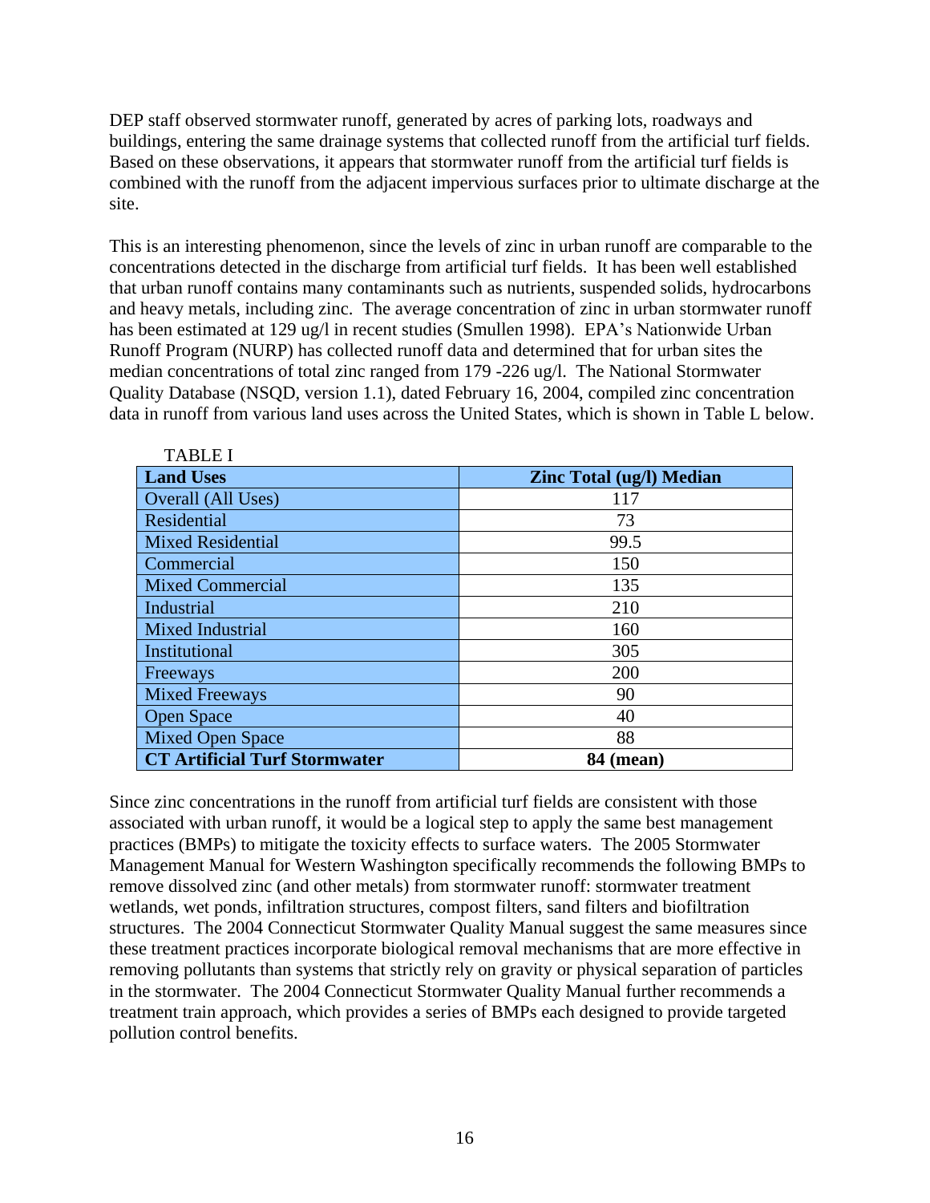DEP staff observed stormwater runoff, generated by acres of parking lots, roadways and buildings, entering the same drainage systems that collected runoff from the artificial turf fields. Based on these observations, it appears that stormwater runoff from the artificial turf fields is combined with the runoff from the adjacent impervious surfaces prior to ultimate discharge at the site.

This is an interesting phenomenon, since the levels of zinc in urban runoff are comparable to the concentrations detected in the discharge from artificial turf fields. It has been well established that urban runoff contains many contaminants such as nutrients, suspended solids, hydrocarbons and heavy metals, including zinc. The average concentration of zinc in urban stormwater runoff has been estimated at 129 ug/l in recent studies (Smullen 1998). EPA's Nationwide Urban Runoff Program (NURP) has collected runoff data and determined that for urban sites the median concentrations of total zinc ranged from 179 -226 ug/l. The National Stormwater Quality Database (NSQD, version 1.1), dated February 16, 2004, compiled zinc concentration data in runoff from various land uses across the United States, which is shown in Table L below.

TABLE I

| Land Uses | Zinc Total (ug/l) Median |
|---|---|
| Overall (All Uses) | 117 |
| Residential | 73 |
| Mixed Residential | 99.5 |
| Commercial | 150 |
| Mixed Commercial | 135 |
| Industrial | 210 |
| Mixed Industrial | 160 |
| Institutional | 305 |
| Freeways | 200 |
| Mixed Freeways | 90 |
| Open Space | 40 |
| Mixed Open Space | 88 |
| **CT Artificial Turf Stormwater** | **84 (mean)** |

Since zinc concentrations in the runoff from artificial turf fields are consistent with those associated with urban runoff, it would be a logical step to apply the same best management practices (BMPs) to mitigate the toxicity effects to surface waters. The 2005 Stormwater Management Manual for Western Washington specifically recommends the following BMPs to remove dissolved zinc (and other metals) from stormwater runoff: stormwater treatment wetlands, wet ponds, infiltration structures, compost filters, sand filters and biofiltration structures. The 2004 Connecticut Stormwater Quality Manual suggest the same measures since these treatment practices incorporate biological removal mechanisms that are more effective in removing pollutants than systems that strictly rely on gravity or physical separation of particles in the stormwater. The 2004 Connecticut Stormwater Quality Manual further recommends a treatment train approach, which provides a series of BMPs each designed to provide targeted pollution control benefits.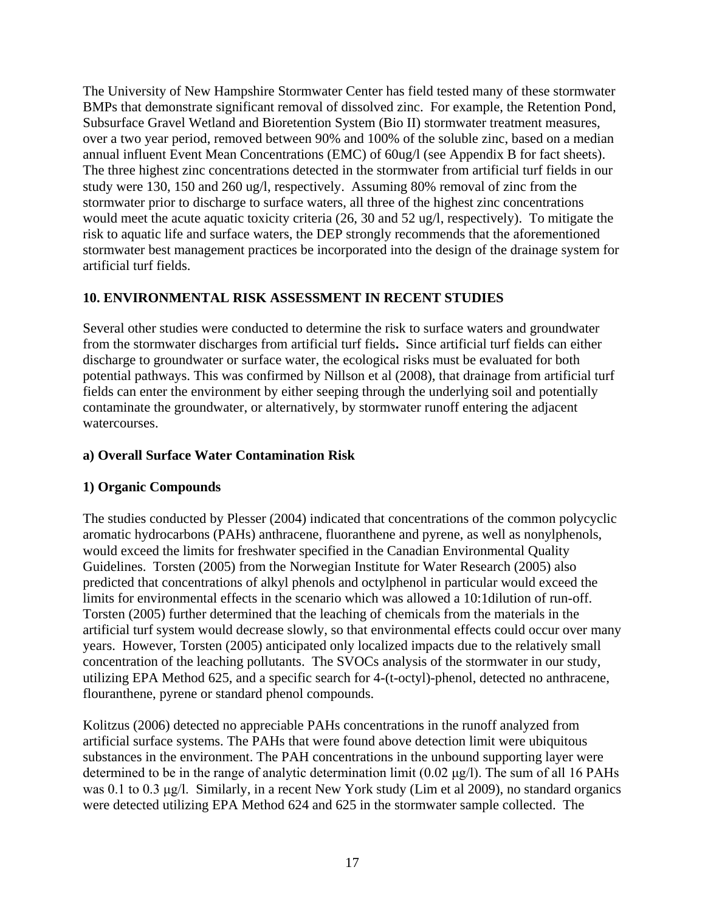The University of New Hampshire Stormwater Center has field tested many of these stormwater BMPs that demonstrate significant removal of dissolved zinc. For example, the Retention Pond, Subsurface Gravel Wetland and Bioretention System (Bio II) stormwater treatment measures, over a two year period, removed between 90% and 100% of the soluble zinc, based on a median annual influent Event Mean Concentrations (EMC) of 60ug/l (see Appendix B for fact sheets). The three highest zinc concentrations detected in the stormwater from artificial turf fields in our study were 130, 150 and 260 ug/l, respectively. Assuming 80% removal of zinc from the stormwater prior to discharge to surface waters, all three of the highest zinc concentrations would meet the acute aquatic toxicity criteria (26, 30 and 52 ug/l, respectively). To mitigate the risk to aquatic life and surface waters, the DEP strongly recommends that the aforementioned stormwater best management practices be incorporated into the design of the drainage system for artificial turf fields.

## 10. ENVIRONMENTAL RISK ASSESSMENT IN RECENT STUDIES

Several other studies were conducted to determine the risk to surface waters and groundwater from the stormwater discharges from artificial turf fields**.** Since artificial turf fields can either discharge to groundwater or surface water, the ecological risks must be evaluated for both potential pathways. This was confirmed by Nillson et al (2008), that drainage from artificial turf fields can enter the environment by either seeping through the underlying soil and potentially contaminate the groundwater, or alternatively, by stormwater runoff entering the adjacent watercourses.

### a) Overall Surface Water Contamination Risk

### 1) Organic Compounds

The studies conducted by Plesser (2004) indicated that concentrations of the common polycyclic aromatic hydrocarbons (PAHs) anthracene, fluoranthene and pyrene, as well as nonylphenols, would exceed the limits for freshwater specified in the Canadian Environmental Quality Guidelines. Torsten (2005) from the Norwegian Institute for Water Research (2005) also predicted that concentrations of alkyl phenols and octylphenol in particular would exceed the limits for environmental effects in the scenario which was allowed a 10:1dilution of run-off. Torsten (2005) further determined that the leaching of chemicals from the materials in the artificial turf system would decrease slowly, so that environmental effects could occur over many years. However, Torsten (2005) anticipated only localized impacts due to the relatively small concentration of the leaching pollutants. The SVOCs analysis of the stormwater in our study, utilizing EPA Method 625, and a specific search for 4-(t-octyl)-phenol, detected no anthracene, flouranthene, pyrene or standard phenol compounds.

Kolitzus (2006) detected no appreciable PAHs concentrations in the runoff analyzed from artificial surface systems. The PAHs that were found above detection limit were ubiquitous substances in the environment. The PAH concentrations in the unbound supporting layer were determined to be in the range of analytic determination limit (0.02 μg/l). The sum of all 16 PAHs was 0.1 to 0.3 μg/l. Similarly, in a recent New York study (Lim et al 2009), no standard organics were detected utilizing EPA Method 624 and 625 in the stormwater sample collected. The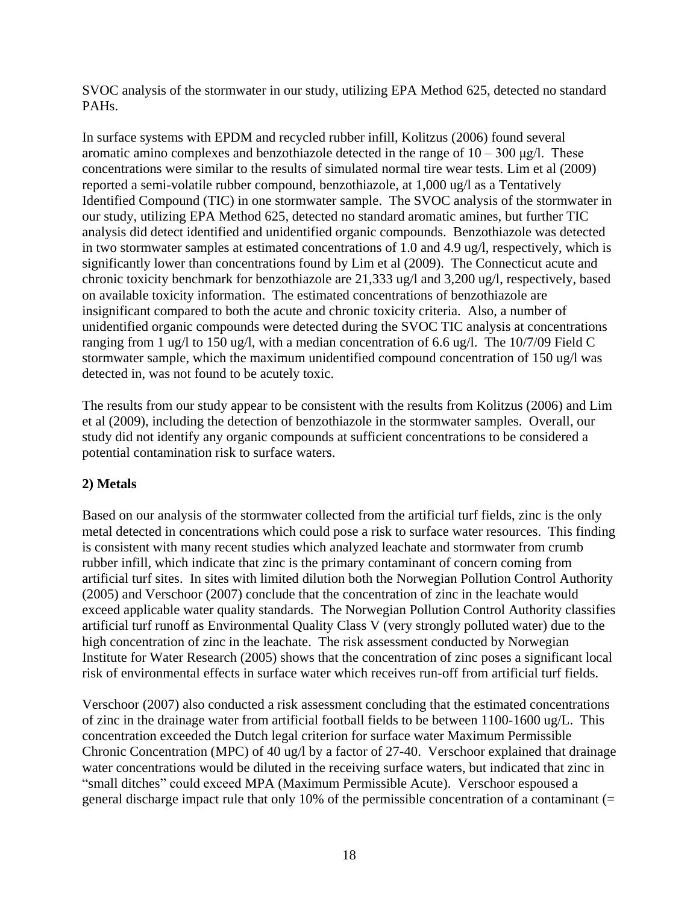SVOC analysis of the stormwater in our study, utilizing EPA Method 625, detected no standard PAHs.

In surface systems with EPDM and recycled rubber infill, Kolitzus (2006) found several aromatic amino complexes and benzothiazole detected in the range of 10 – 300 μg/l. These concentrations were similar to the results of simulated normal tire wear tests. Lim et al (2009) reported a semi-volatile rubber compound, benzothiazole, at 1,000 ug/l as a Tentatively Identified Compound (TIC) in one stormwater sample. The SVOC analysis of the stormwater in our study, utilizing EPA Method 625, detected no standard aromatic amines, but further TIC analysis did detect identified and unidentified organic compounds. Benzothiazole was detected in two stormwater samples at estimated concentrations of 1.0 and 4.9 ug/l, respectively, which is significantly lower than concentrations found by Lim et al (2009). The Connecticut acute and chronic toxicity benchmark for benzothiazole are 21,333 ug/l and 3,200 ug/l, respectively, based on available toxicity information. The estimated concentrations of benzothiazole are insignificant compared to both the acute and chronic toxicity criteria. Also, a number of unidentified organic compounds were detected during the SVOC TIC analysis at concentrations ranging from 1 ug/l to 150 ug/l, with a median concentration of 6.6 ug/l. The 10/7/09 Field C stormwater sample, which the maximum unidentified compound concentration of 150 ug/l was detected in, was not found to be acutely toxic.

The results from our study appear to be consistent with the results from Kolitzus (2006) and Lim et al (2009), including the detection of benzothiazole in the stormwater samples. Overall, our study did not identify any organic compounds at sufficient concentrations to be considered a potential contamination risk to surface waters.

**2) Metals**

Based on our analysis of the stormwater collected from the artificial turf fields, zinc is the only metal detected in concentrations which could pose a risk to surface water resources. This finding is consistent with many recent studies which analyzed leachate and stormwater from crumb rubber infill, which indicate that zinc is the primary contaminant of concern coming from artificial turf sites. In sites with limited dilution both the Norwegian Pollution Control Authority (2005) and Verschoor (2007) conclude that the concentration of zinc in the leachate would exceed applicable water quality standards. The Norwegian Pollution Control Authority classifies artificial turf runoff as Environmental Quality Class V (very strongly polluted water) due to the high concentration of zinc in the leachate. The risk assessment conducted by Norwegian Institute for Water Research (2005) shows that the concentration of zinc poses a significant local risk of environmental effects in surface water which receives run-off from artificial turf fields.

Verschoor (2007) also conducted a risk assessment concluding that the estimated concentrations of zinc in the drainage water from artificial football fields to be between 1100-1600 ug/L. This concentration exceeded the Dutch legal criterion for surface water Maximum Permissible Chronic Concentration (MPC) of 40 ug/l by a factor of 27-40. Verschoor explained that drainage water concentrations would be diluted in the receiving surface waters, but indicated that zinc in "small ditches" could exceed MPA (Maximum Permissible Acute). Verschoor espoused a general discharge impact rule that only 10% of the permissible concentration of a contaminant (=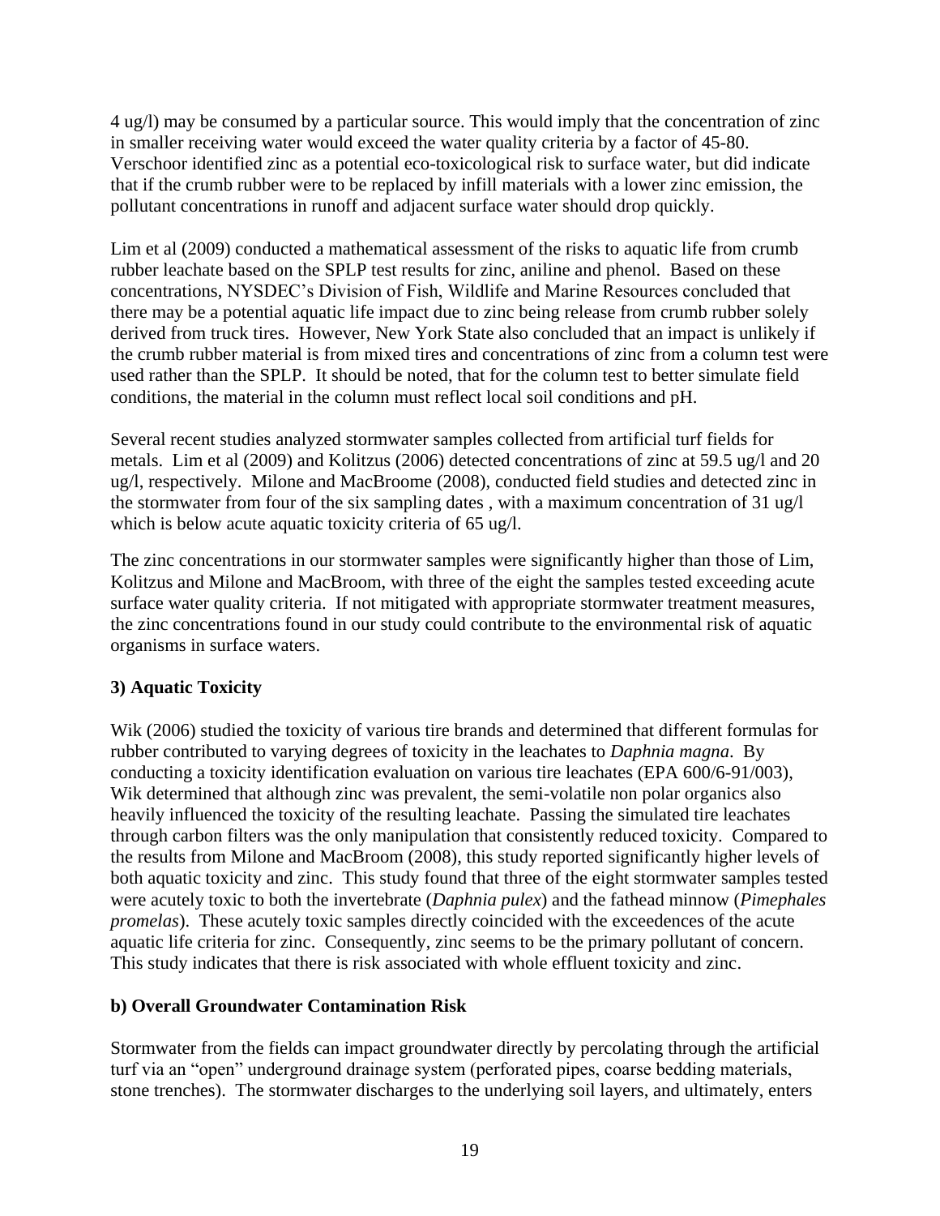4 ug/l) may be consumed by a particular source. This would imply that the concentration of zinc in smaller receiving water would exceed the water quality criteria by a factor of 45-80. Verschoor identified zinc as a potential eco-toxicological risk to surface water, but did indicate that if the crumb rubber were to be replaced by infill materials with a lower zinc emission, the pollutant concentrations in runoff and adjacent surface water should drop quickly.

Lim et al (2009) conducted a mathematical assessment of the risks to aquatic life from crumb rubber leachate based on the SPLP test results for zinc, aniline and phenol. Based on these concentrations, NYSDEC's Division of Fish, Wildlife and Marine Resources concluded that there may be a potential aquatic life impact due to zinc being release from crumb rubber solely derived from truck tires. However, New York State also concluded that an impact is unlikely if the crumb rubber material is from mixed tires and concentrations of zinc from a column test were used rather than the SPLP. It should be noted, that for the column test to better simulate field conditions, the material in the column must reflect local soil conditions and pH.

Several recent studies analyzed stormwater samples collected from artificial turf fields for metals. Lim et al (2009) and Kolitzus (2006) detected concentrations of zinc at 59.5 ug/l and 20 ug/l, respectively. Milone and MacBroome (2008), conducted field studies and detected zinc in the stormwater from four of the six sampling dates , with a maximum concentration of 31 ug/l which is below acute aquatic toxicity criteria of 65 ug/l.

The zinc concentrations in our stormwater samples were significantly higher than those of Lim, Kolitzus and Milone and MacBroom, with three of the eight the samples tested exceeding acute surface water quality criteria. If not mitigated with appropriate stormwater treatment measures, the zinc concentrations found in our study could contribute to the environmental risk of aquatic organisms in surface waters.

**3) Aquatic Toxicity**

Wik (2006) studied the toxicity of various tire brands and determined that different formulas for rubber contributed to varying degrees of toxicity in the leachates to *Daphnia magna*. By conducting a toxicity identification evaluation on various tire leachates (EPA 600/6-91/003), Wik determined that although zinc was prevalent, the semi-volatile non polar organics also heavily influenced the toxicity of the resulting leachate. Passing the simulated tire leachates through carbon filters was the only manipulation that consistently reduced toxicity. Compared to the results from Milone and MacBroom (2008), this study reported significantly higher levels of both aquatic toxicity and zinc. This study found that three of the eight stormwater samples tested were acutely toxic to both the invertebrate (*Daphnia pulex*) and the fathead minnow (*Pimephales promelas*). These acutely toxic samples directly coincided with the exceedences of the acute aquatic life criteria for zinc. Consequently, zinc seems to be the primary pollutant of concern. This study indicates that there is risk associated with whole effluent toxicity and zinc.

**b) Overall Groundwater Contamination Risk**

Stormwater from the fields can impact groundwater directly by percolating through the artificial turf via an "open" underground drainage system (perforated pipes, coarse bedding materials, stone trenches). The stormwater discharges to the underlying soil layers, and ultimately, enters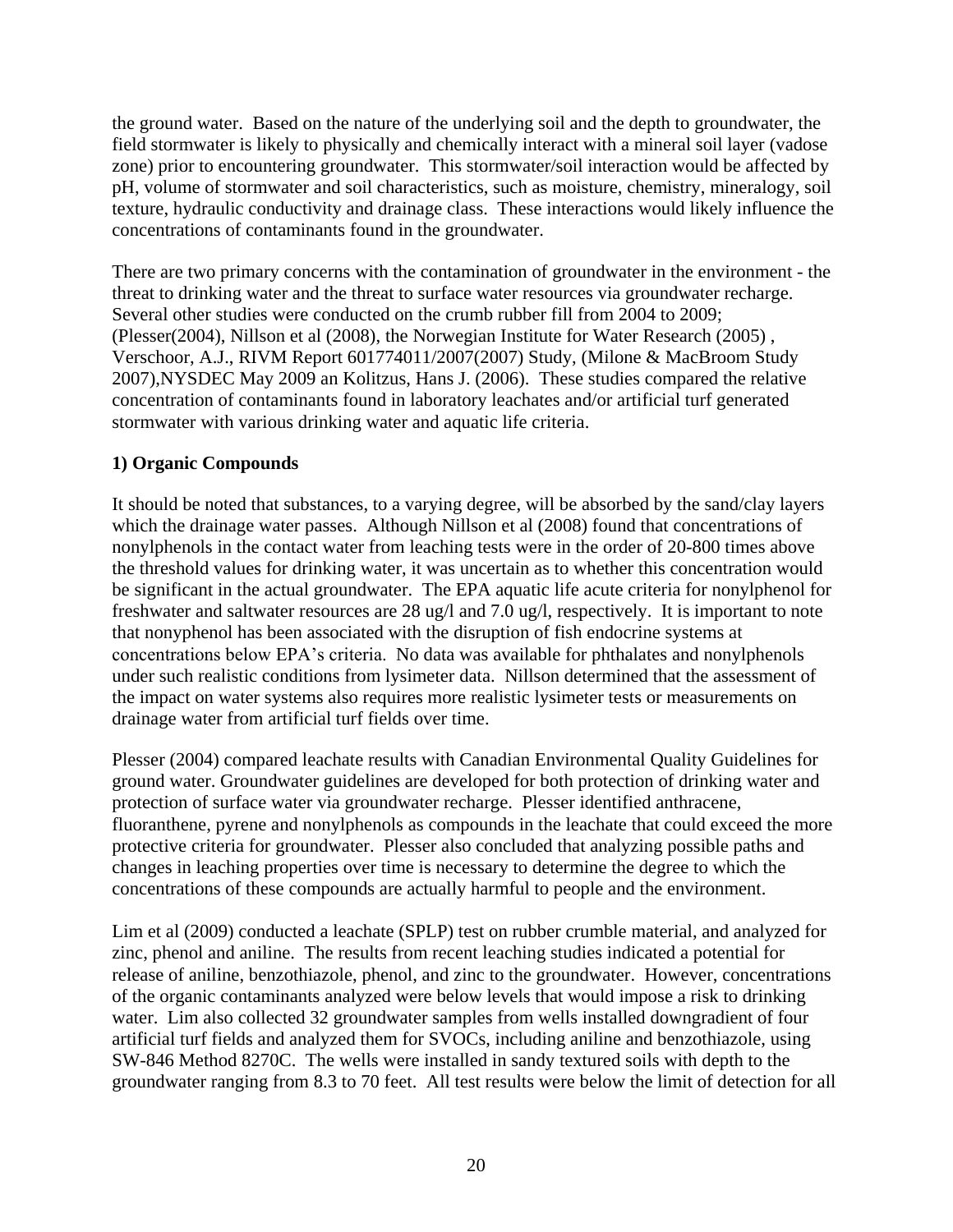the ground water. Based on the nature of the underlying soil and the depth to groundwater, the field stormwater is likely to physically and chemically interact with a mineral soil layer (vadose zone) prior to encountering groundwater. This stormwater/soil interaction would be affected by pH, volume of stormwater and soil characteristics, such as moisture, chemistry, mineralogy, soil texture, hydraulic conductivity and drainage class. These interactions would likely influence the concentrations of contaminants found in the groundwater.

There are two primary concerns with the contamination of groundwater in the environment - the threat to drinking water and the threat to surface water resources via groundwater recharge. Several other studies were conducted on the crumb rubber fill from 2004 to 2009; (Plesser(2004), Nillson et al (2008), the Norwegian Institute for Water Research (2005) , Verschoor, A.J., RIVM Report 601774011/2007(2007) Study, (Milone & MacBroom Study 2007),NYSDEC May 2009 an Kolitzus, Hans J. (2006). These studies compared the relative concentration of contaminants found in laboratory leachates and/or artificial turf generated stormwater with various drinking water and aquatic life criteria.

**1) Organic Compounds**

It should be noted that substances, to a varying degree, will be absorbed by the sand/clay layers which the drainage water passes. Although Nillson et al (2008) found that concentrations of nonylphenols in the contact water from leaching tests were in the order of 20-800 times above the threshold values for drinking water, it was uncertain as to whether this concentration would be significant in the actual groundwater. The EPA aquatic life acute criteria for nonylphenol for freshwater and saltwater resources are 28 ug/l and 7.0 ug/l, respectively. It is important to note that nonyphenol has been associated with the disruption of fish endocrine systems at concentrations below EPA's criteria. No data was available for phthalates and nonylphenols under such realistic conditions from lysimeter data. Nillson determined that the assessment of the impact on water systems also requires more realistic lysimeter tests or measurements on drainage water from artificial turf fields over time.

Plesser (2004) compared leachate results with Canadian Environmental Quality Guidelines for ground water. Groundwater guidelines are developed for both protection of drinking water and protection of surface water via groundwater recharge. Plesser identified anthracene, fluoranthene, pyrene and nonylphenols as compounds in the leachate that could exceed the more protective criteria for groundwater. Plesser also concluded that analyzing possible paths and changes in leaching properties over time is necessary to determine the degree to which the concentrations of these compounds are actually harmful to people and the environment.

Lim et al (2009) conducted a leachate (SPLP) test on rubber crumble material, and analyzed for zinc, phenol and aniline. The results from recent leaching studies indicated a potential for release of aniline, benzothiazole, phenol, and zinc to the groundwater. However, concentrations of the organic contaminants analyzed were below levels that would impose a risk to drinking water. Lim also collected 32 groundwater samples from wells installed downgradient of four artificial turf fields and analyzed them for SVOCs, including aniline and benzothiazole, using SW-846 Method 8270C. The wells were installed in sandy textured soils with depth to the groundwater ranging from 8.3 to 70 feet. All test results were below the limit of detection for all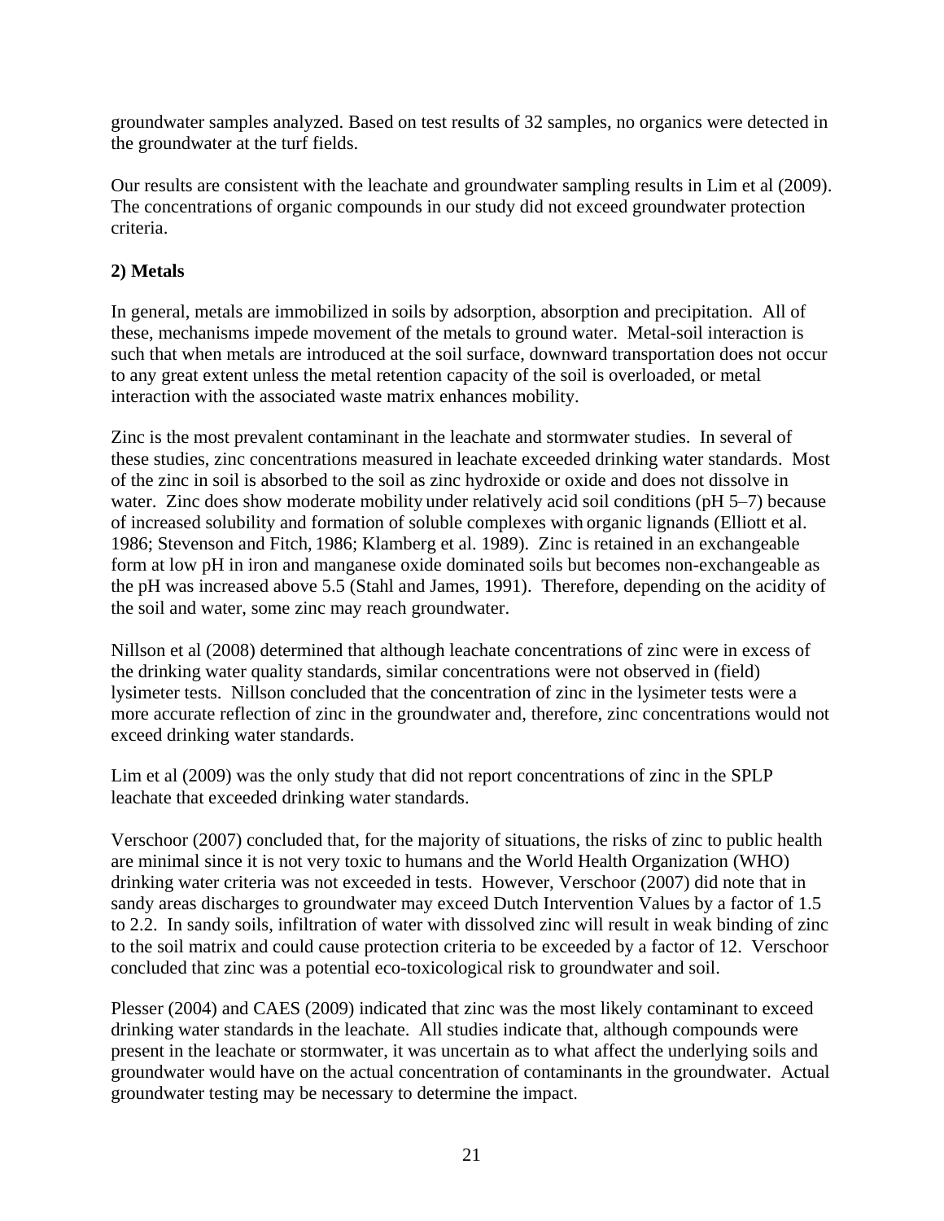groundwater samples analyzed. Based on test results of 32 samples, no organics were detected in the groundwater at the turf fields.

Our results are consistent with the leachate and groundwater sampling results in Lim et al (2009). The concentrations of organic compounds in our study did not exceed groundwater protection criteria.

**2) Metals**

In general, metals are immobilized in soils by adsorption, absorption and precipitation. All of these, mechanisms impede movement of the metals to ground water. Metal-soil interaction is such that when metals are introduced at the soil surface, downward transportation does not occur to any great extent unless the metal retention capacity of the soil is overloaded, or metal interaction with the associated waste matrix enhances mobility.

Zinc is the most prevalent contaminant in the leachate and stormwater studies. In several of these studies, zinc concentrations measured in leachate exceeded drinking water standards. Most of the zinc in soil is absorbed to the soil as zinc hydroxide or oxide and does not dissolve in water. Zinc does show moderate mobility under relatively acid soil conditions (pH 5–7) because of increased solubility and formation of soluble complexes with organic lignands (Elliott et al. 1986; Stevenson and Fitch, 1986; Klamberg et al. 1989). Zinc is retained in an exchangeable form at low pH in iron and manganese oxide dominated soils but becomes non-exchangeable as the pH was increased above 5.5 (Stahl and James, 1991). Therefore, depending on the acidity of the soil and water, some zinc may reach groundwater.

Nillson et al (2008) determined that although leachate concentrations of zinc were in excess of the drinking water quality standards, similar concentrations were not observed in (field) lysimeter tests. Nillson concluded that the concentration of zinc in the lysimeter tests were a more accurate reflection of zinc in the groundwater and, therefore, zinc concentrations would not exceed drinking water standards.

Lim et al (2009) was the only study that did not report concentrations of zinc in the SPLP leachate that exceeded drinking water standards.

Verschoor (2007) concluded that, for the majority of situations, the risks of zinc to public health are minimal since it is not very toxic to humans and the World Health Organization (WHO) drinking water criteria was not exceeded in tests. However, Verschoor (2007) did note that in sandy areas discharges to groundwater may exceed Dutch Intervention Values by a factor of 1.5 to 2.2. In sandy soils, infiltration of water with dissolved zinc will result in weak binding of zinc to the soil matrix and could cause protection criteria to be exceeded by a factor of 12. Verschoor concluded that zinc was a potential eco-toxicological risk to groundwater and soil.

Plesser (2004) and CAES (2009) indicated that zinc was the most likely contaminant to exceed drinking water standards in the leachate. All studies indicate that, although compounds were present in the leachate or stormwater, it was uncertain as to what affect the underlying soils and groundwater would have on the actual concentration of contaminants in the groundwater. Actual groundwater testing may be necessary to determine the impact.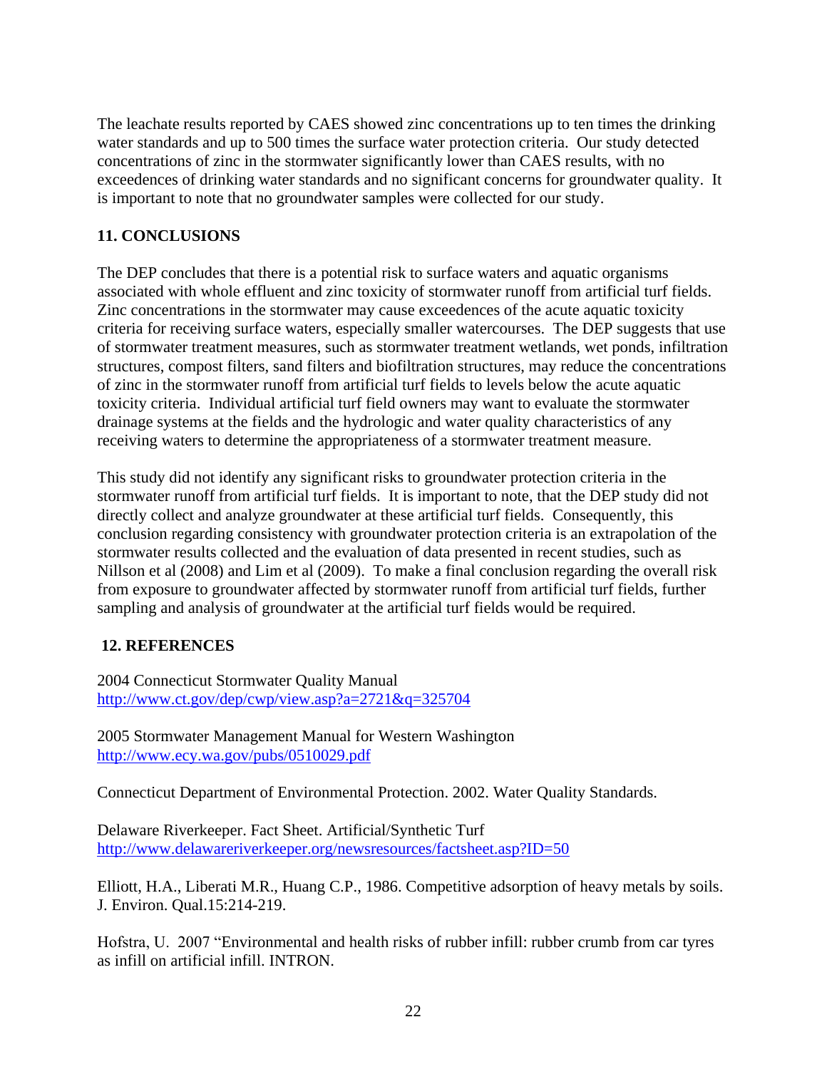The leachate results reported by CAES showed zinc concentrations up to ten times the drinking water standards and up to 500 times the surface water protection criteria. Our study detected concentrations of zinc in the stormwater significantly lower than CAES results, with no exceedences of drinking water standards and no significant concerns for groundwater quality. It is important to note that no groundwater samples were collected for our study.

## 11. CONCLUSIONS

The DEP concludes that there is a potential risk to surface waters and aquatic organisms associated with whole effluent and zinc toxicity of stormwater runoff from artificial turf fields. Zinc concentrations in the stormwater may cause exceedences of the acute aquatic toxicity criteria for receiving surface waters, especially smaller watercourses. The DEP suggests that use of stormwater treatment measures, such as stormwater treatment wetlands, wet ponds, infiltration structures, compost filters, sand filters and biofiltration structures, may reduce the concentrations of zinc in the stormwater runoff from artificial turf fields to levels below the acute aquatic toxicity criteria. Individual artificial turf field owners may want to evaluate the stormwater drainage systems at the fields and the hydrologic and water quality characteristics of any receiving waters to determine the appropriateness of a stormwater treatment measure.

This study did not identify any significant risks to groundwater protection criteria in the stormwater runoff from artificial turf fields. It is important to note, that the DEP study did not directly collect and analyze groundwater at these artificial turf fields. Consequently, this conclusion regarding consistency with groundwater protection criteria is an extrapolation of the stormwater results collected and the evaluation of data presented in recent studies, such as Nillson et al (2008) and Lim et al (2009). To make a final conclusion regarding the overall risk from exposure to groundwater affected by stormwater runoff from artificial turf fields, further sampling and analysis of groundwater at the artificial turf fields would be required.

## 12. REFERENCES

2004 Connecticut Stormwater Quality Manual
http://www.ct.gov/dep/cwp/view.asp?a=2721&q=325704

2005 Stormwater Management Manual for Western Washington
http://www.ecy.wa.gov/pubs/0510029.pdf

Connecticut Department of Environmental Protection. 2002. Water Quality Standards.

Delaware Riverkeeper. Fact Sheet. Artificial/Synthetic Turf
http://www.delawareriverkeeper.org/newsresources/factsheet.asp?ID=50

Elliott, H.A., Liberati M.R., Huang C.P., 1986. Competitive adsorption of heavy metals by soils. J. Environ. Qual.15:214-219.

Hofstra, U. 2007 "Environmental and health risks of rubber infill: rubber crumb from car tyres as infill on artificial infill. INTRON.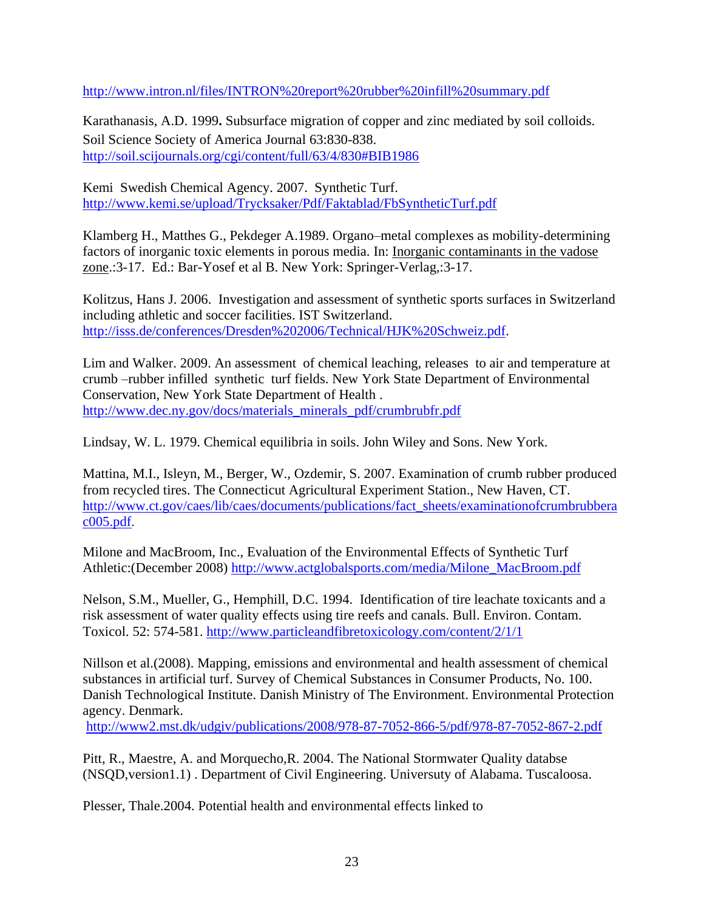http://www.intron.nl/files/INTRON%20report%20rubber%20infill%20summary.pdf

Karathanasis, A.D. 1999**.** Subsurface migration of copper and zinc mediated by soil colloids. Soil Science Society of America Journal 63:830-838. http://soil.scijournals.org/cgi/content/full/63/4/830#BIB1986

Kemi Swedish Chemical Agency. 2007. Synthetic Turf. http://www.kemi.se/upload/Trycksaker/Pdf/Faktablad/FbSyntheticTurf.pdf

Klamberg H., Matthes G., Pekdeger A.1989. Organo–metal complexes as mobility-determining factors of inorganic toxic elements in porous media. In: Inorganic contaminants in the vadose zone.:3-17. Ed.: Bar-Yosef et al B. New York: Springer-Verlag,:3-17.

Kolitzus, Hans J. 2006. Investigation and assessment of synthetic sports surfaces in Switzerland including athletic and soccer facilities. IST Switzerland. http://isss.de/conferences/Dresden%202006/Technical/HJK%20Schweiz.pdf.

Lim and Walker. 2009. An assessment of chemical leaching, releases to air and temperature at crumb –rubber infilled synthetic turf fields. New York State Department of Environmental Conservation, New York State Department of Health . http://www.dec.ny.gov/docs/materials_minerals_pdf/crumbrubfr.pdf

Lindsay, W. L. 1979. Chemical equilibria in soils. John Wiley and Sons. New York.

Mattina, M.I., Isleyn, M., Berger, W., Ozdemir, S. 2007. Examination of crumb rubber produced from recycled tires. The Connecticut Agricultural Experiment Station., New Haven, CT. http://www.ct.gov/caes/lib/caes/documents/publications/fact_sheets/examinationofcrumbrubberac005.pdf.

Milone and MacBroom, Inc., Evaluation of the Environmental Effects of Synthetic Turf Athletic:(December 2008) http://www.actglobalsports.com/media/Milone_MacBroom.pdf

Nelson, S.M., Mueller, G., Hemphill, D.C. 1994. Identification of tire leachate toxicants and a risk assessment of water quality effects using tire reefs and canals. Bull. Environ. Contam. Toxicol. 52: 574-581. http://www.particleandfibretoxicology.com/content/2/1/1

Nillson et al.(2008). Mapping, emissions and environmental and health assessment of chemical substances in artificial turf. Survey of Chemical Substances in Consumer Products, No. 100. Danish Technological Institute. Danish Ministry of The Environment. Environmental Protection agency. Denmark.
http://www2.mst.dk/udgiv/publications/2008/978-87-7052-866-5/pdf/978-87-7052-867-2.pdf

Pitt, R., Maestre, A. and Morquecho,R. 2004. The National Stormwater Quality databse (NSQD,version1.1) . Department of Civil Engineering. Universuty of Alabama. Tuscaloosa.

Plesser, Thale.2004. Potential health and environmental effects linked to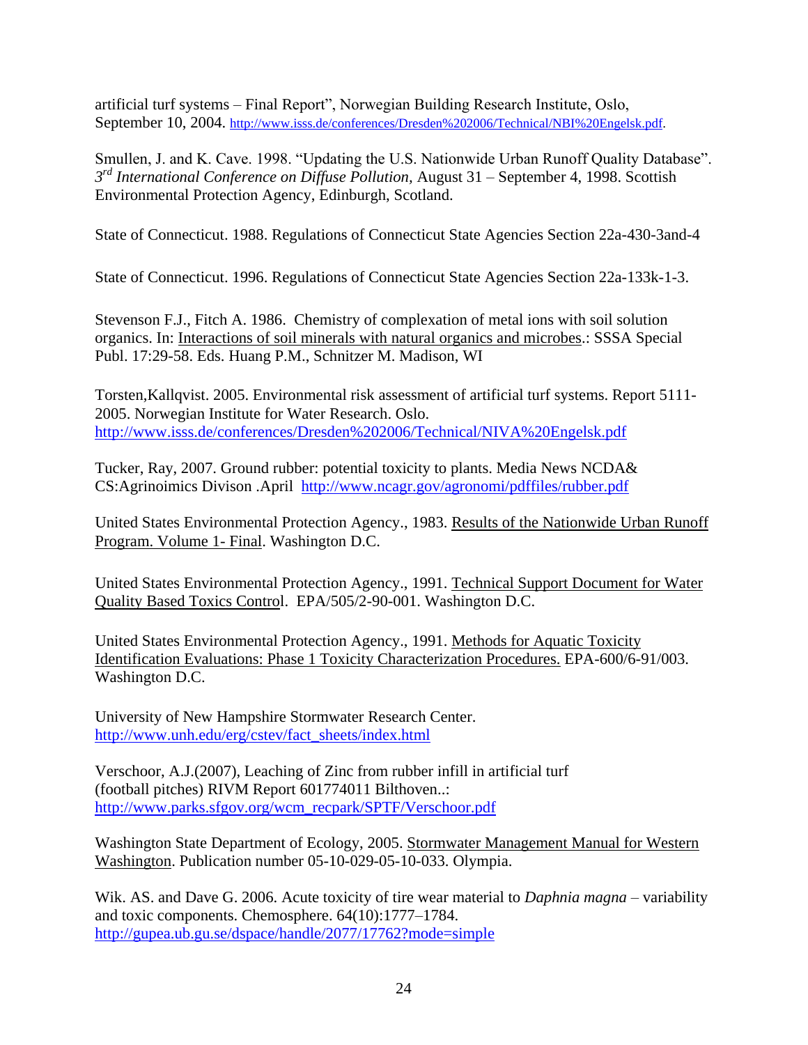artificial turf systems – Final Report", Norwegian Building Research Institute, Oslo, September 10, 2004. http://www.isss.de/conferences/Dresden%202006/Technical/NBI%20Engelsk.pdf.

Smullen, J. and K. Cave. 1998. "Updating the U.S. Nationwide Urban Runoff Quality Database". *3rd International Conference on Diffuse Pollution,* August 31 – September 4, 1998. Scottish Environmental Protection Agency, Edinburgh, Scotland.

State of Connecticut. 1988. Regulations of Connecticut State Agencies Section 22a-430-3and-4

State of Connecticut. 1996. Regulations of Connecticut State Agencies Section 22a-133k-1-3.

Stevenson F.J., Fitch A. 1986. Chemistry of complexation of metal ions with soil solution organics. In: Interactions of soil minerals with natural organics and microbes.: SSSA Special Publ. 17:29-58. Eds. Huang P.M., Schnitzer M. Madison, WI

Torsten,Kallqvist. 2005. Environmental risk assessment of artificial turf systems. Report 5111-2005. Norwegian Institute for Water Research. Oslo. http://www.isss.de/conferences/Dresden%202006/Technical/NIVA%20Engelsk.pdf

Tucker, Ray, 2007. Ground rubber: potential toxicity to plants. Media News NCDA& CS:Agrinoimics Divison .April http://www.ncagr.gov/agronomi/pdffiles/rubber.pdf

United States Environmental Protection Agency., 1983. Results of the Nationwide Urban Runoff Program. Volume 1- Final. Washington D.C.

United States Environmental Protection Agency., 1991. Technical Support Document for Water Quality Based Toxics Control. EPA/505/2-90-001. Washington D.C.

United States Environmental Protection Agency., 1991. Methods for Aquatic Toxicity Identification Evaluations: Phase 1 Toxicity Characterization Procedures. EPA-600/6-91/003. Washington D.C.

University of New Hampshire Stormwater Research Center. http://www.unh.edu/erg/cstev/fact_sheets/index.html

Verschoor, A.J.(2007), Leaching of Zinc from rubber infill in artificial turf (football pitches) RIVM Report 601774011 Bilthoven..: http://www.parks.sfgov.org/wcm_recpark/SPTF/Verschoor.pdf

Washington State Department of Ecology, 2005. Stormwater Management Manual for Western Washington. Publication number 05-10-029-05-10-033. Olympia.

Wik. AS. and Dave G. 2006. Acute toxicity of tire wear material to *Daphnia magna* – variability and toxic components. Chemosphere. 64(10):1777–1784. http://gupea.ub.gu.se/dspace/handle/2077/17762?mode=simple